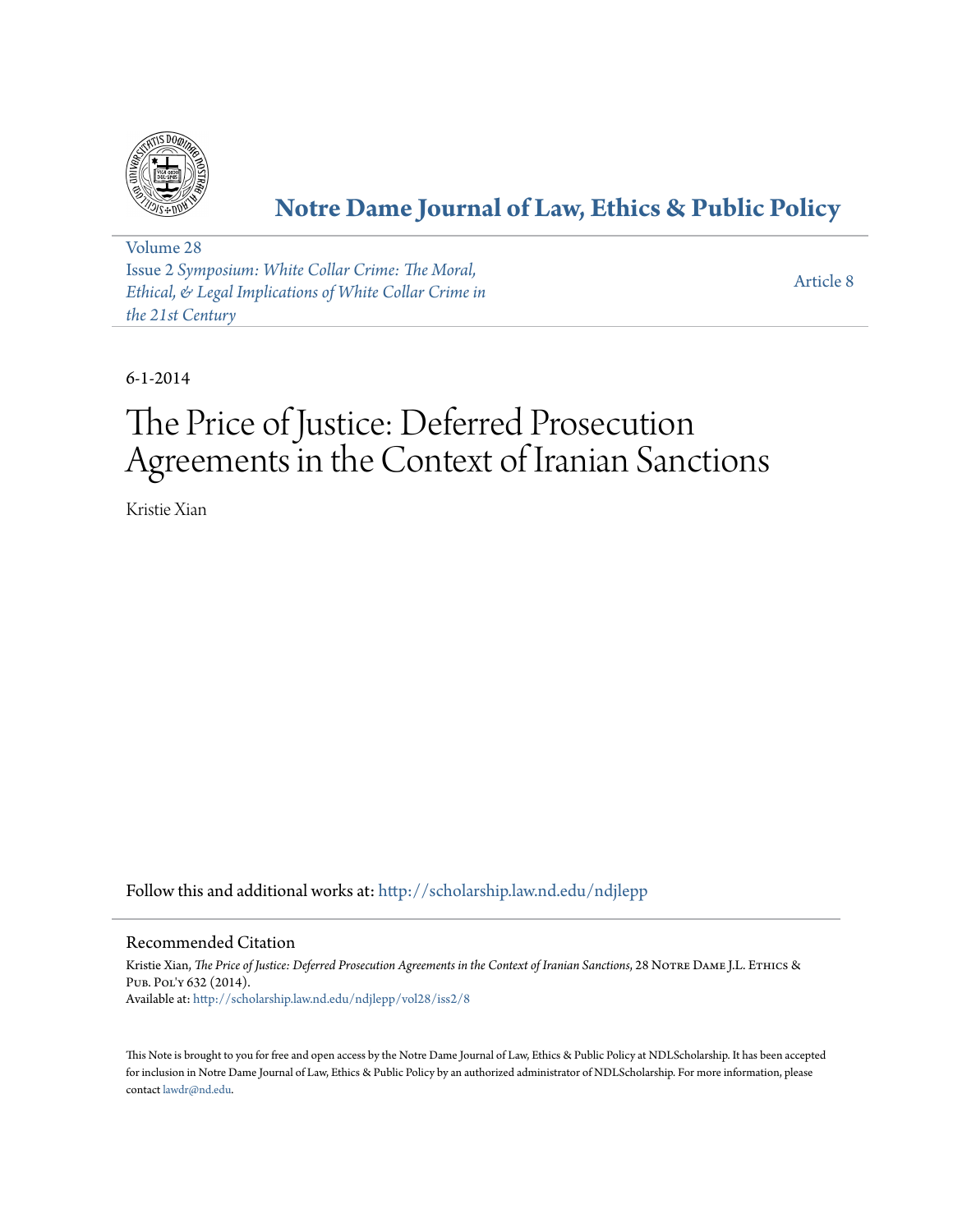# Notre Dame Journal of Law, Ethics & Public Policy

Volume 28
Issue 2 *Symposium: White Collar Crime: The Moral, Ethical, & Legal Implications of White Collar Crime in the 21st Century*

Article 8

6-1-2014

# The Price of Justice: Deferred Prosecution Agreements in the Context of Iranian Sanctions

Kristie Xian

Follow this and additional works at: http://scholarship.law.nd.edu/ndjlepp

## Recommended Citation

Kristie Xian, *The Price of Justice: Deferred Prosecution Agreements in the Context of Iranian Sanctions*, 28 Notre Dame J.L. Ethics & Pub. Pol'y 632 (2014).
Available at: http://scholarship.law.nd.edu/ndjlepp/vol28/iss2/8

This Note is brought to you for free and open access by the Notre Dame Journal of Law, Ethics & Public Policy at NDLScholarship. It has been accepted for inclusion in Notre Dame Journal of Law, Ethics & Public Policy by an authorized administrator of NDLScholarship. For more information, please contact lawdr@nd.edu.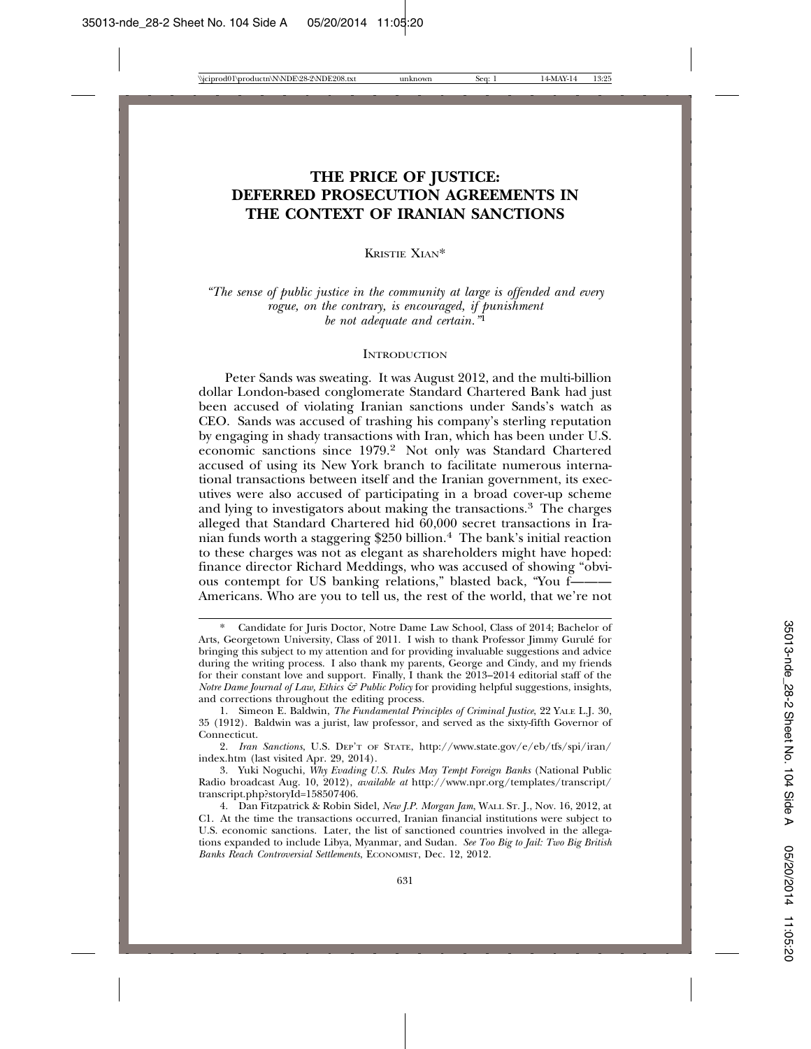# THE PRICE OF JUSTICE: DEFERRED PROSECUTION AGREEMENTS IN THE CONTEXT OF IRANIAN SANCTIONS

KRISTIE XIAN*

*"The sense of public justice in the community at large is offended and every rogue, on the contrary, is encouraged, if punishment be not adequate and certain."*[1]

## INTRODUCTION

Peter Sands was sweating. It was August 2012, and the multi-billion dollar London-based conglomerate Standard Chartered Bank had just been accused of violating Iranian sanctions under Sands's watch as CEO. Sands was accused of trashing his company's sterling reputation by engaging in shady transactions with Iran, which has been under U.S. economic sanctions since 1979.[2] Not only was Standard Chartered accused of using its New York branch to facilitate numerous international transactions between itself and the Iranian government, its executives were also accused of participating in a broad cover-up scheme and lying to investigators about making the transactions.[3] The charges alleged that Standard Chartered hid 60,000 secret transactions in Iranian funds worth a staggering $250 billion.[4] The bank's initial reaction to these charges was not as elegant as shareholders might have hoped: finance director Richard Meddings, who was accused of showing "obvious contempt for US banking relations," blasted back, "You f——— Americans. Who are you to tell us, the rest of the world, that we're not

---

\* Candidate for Juris Doctor, Notre Dame Law School, Class of 2014; Bachelor of Arts, Georgetown University, Class of 2011. I wish to thank Professor Jimmy Gurulé for bringing this subject to my attention and for providing invaluable suggestions and advice during the writing process. I also thank my parents, George and Cindy, and my friends for their constant love and support. Finally, I thank the 2013–2014 editorial staff of the *Notre Dame Journal of Law, Ethics & Public Policy* for providing helpful suggestions, insights, and corrections throughout the editing process.

1. Simeon E. Baldwin, *The Fundamental Principles of Criminal Justice*, 22 YALE L.J. 30, 35 (1912). Baldwin was a jurist, law professor, and served as the sixty-fifth Governor of Connecticut.

2. *Iran Sanctions*, U.S. DEP'T OF STATE, http://www.state.gov/e/eb/tfs/spi/iran/index.htm (last visited Apr. 29, 2014).

3. Yuki Noguchi, *Why Evading U.S. Rules May Tempt Foreign Banks* (National Public Radio broadcast Aug. 10, 2012), *available at* http://www.npr.org/templates/transcript/transcript.php?storyId=158507406.

4. Dan Fitzpatrick & Robin Sidel, *New J.P. Morgan Jam*, WALL ST. J., Nov. 16, 2012, at C1. At the time the transactions occurred, Iranian financial institutions were subject to U.S. economic sanctions. Later, the list of sanctioned countries involved in the allegations expanded to include Libya, Myanmar, and Sudan. *See Too Big to Jail: Two Big British Banks Reach Controversial Settlements*, ECONOMIST, Dec. 12, 2012.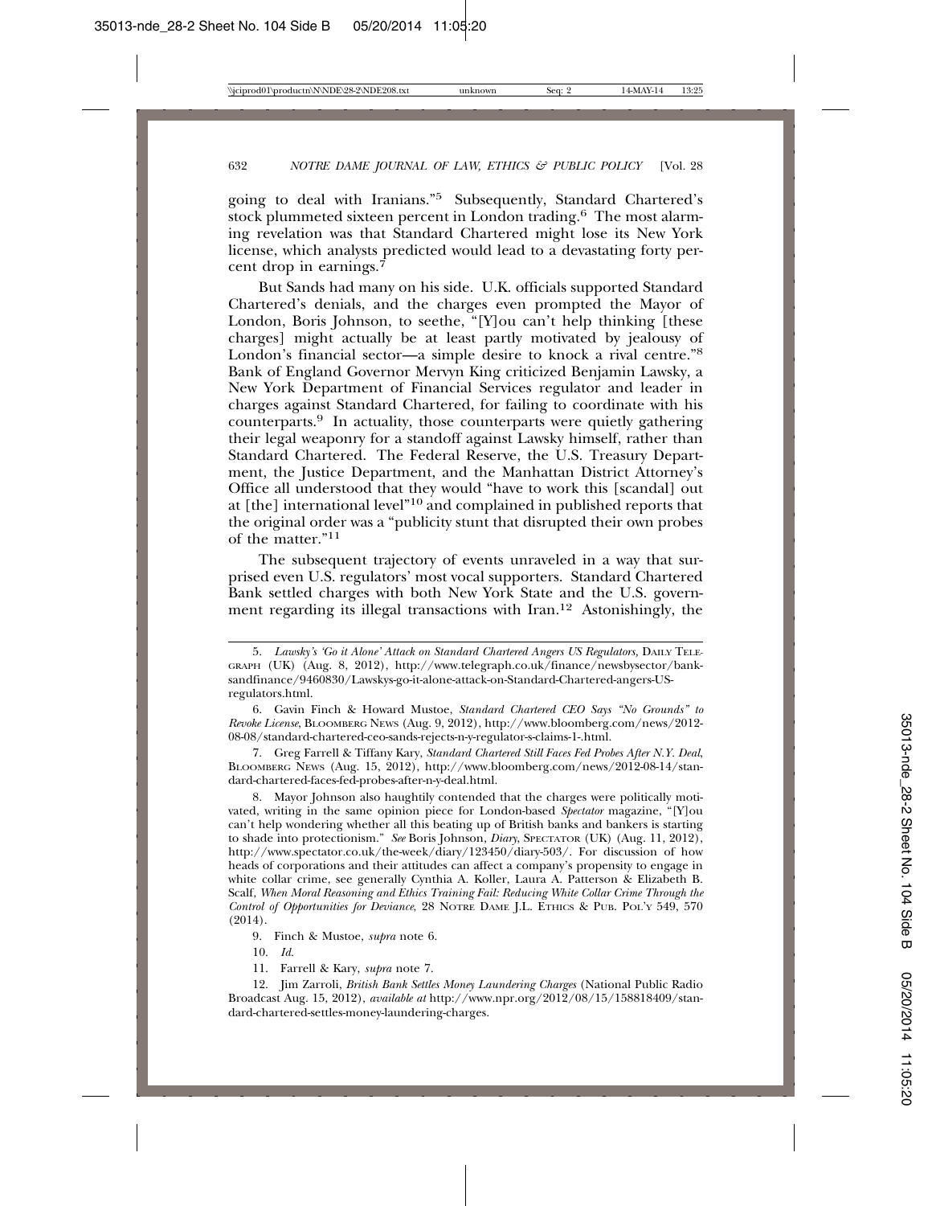going to deal with Iranians."[5] Subsequently, Standard Chartered's stock plummeted sixteen percent in London trading.[6] The most alarming revelation was that Standard Chartered might lose its New York license, which analysts predicted would lead to a devastating forty percent drop in earnings.[7]

But Sands had many on his side. U.K. officials supported Standard Chartered's denials, and the charges even prompted the Mayor of London, Boris Johnson, to seethe, "[Y]ou can't help thinking [these charges] might actually be at least partly motivated by jealousy of London's financial sector—a simple desire to knock a rival centre."[8] Bank of England Governor Mervyn King criticized Benjamin Lawsky, a New York Department of Financial Services regulator and leader in charges against Standard Chartered, for failing to coordinate with his counterparts.[9] In actuality, those counterparts were quietly gathering their legal weaponry for a standoff against Lawsky himself, rather than Standard Chartered. The Federal Reserve, the U.S. Treasury Department, the Justice Department, and the Manhattan District Attorney's Office all understood that they would "have to work this [scandal] out at [the] international level"[10] and complained in published reports that the original order was a "publicity stunt that disrupted their own probes of the matter."[11]

The subsequent trajectory of events unraveled in a way that surprised even U.S. regulators' most vocal supporters. Standard Chartered Bank settled charges with both New York State and the U.S. government regarding its illegal transactions with Iran.[12] Astonishingly, the

---

5. *Lawsky's 'Go it Alone' Attack on Standard Chartered Angers US Regulators,* DAILY TELEGRAPH (UK) (Aug. 8, 2012), http://www.telegraph.co.uk/finance/newsbysector/banksandfinance/9460830/Lawskys-go-it-alone-attack-on-Standard-Chartered-angers-US-regulators.html.

6. Gavin Finch & Howard Mustoe, *Standard Chartered CEO Says "No Grounds" to Revoke License*, BLOOMBERG NEWS (Aug. 9, 2012), http://www.bloomberg.com/news/2012-08-08/standard-chartered-ceo-sands-rejects-n-y-regulator-s-claims-1-.html.

7. Greg Farrell & Tiffany Kary, *Standard Chartered Still Faces Fed Probes After N.Y. Deal*, BLOOMBERG NEWS (Aug. 15, 2012), http://www.bloomberg.com/news/2012-08-14/standard-chartered-faces-fed-probes-after-n-y-deal.html.

8. Mayor Johnson also haughtily contended that the charges were politically motivated, writing in the same opinion piece for London-based *Spectator* magazine, "[Y]ou can't help wondering whether all this beating up of British banks and bankers is starting to shade into protectionism." *See* Boris Johnson, *Diary*, SPECTATOR (UK) (Aug. 11, 2012), http://www.spectator.co.uk/the-week/diary/123450/diary-503/. For discussion of how heads of corporations and their attitudes can affect a company's propensity to engage in white collar crime, see generally Cynthia A. Koller, Laura A. Patterson & Elizabeth B. Scalf, *When Moral Reasoning and Ethics Training Fail: Reducing White Collar Crime Through the Control of Opportunities for Deviance*, 28 NOTRE DAME J.L. ETHICS & PUB. POL'Y 549, 570 (2014).

9. Finch & Mustoe, *supra* note 6.

10. *Id.*

11. Farrell & Kary, *supra* note 7.

12. Jim Zarroli, *British Bank Settles Money Laundering Charges* (National Public Radio Broadcast Aug. 15, 2012), *available at* http://www.npr.org/2012/08/15/158818409/standard-chartered-settles-money-laundering-charges.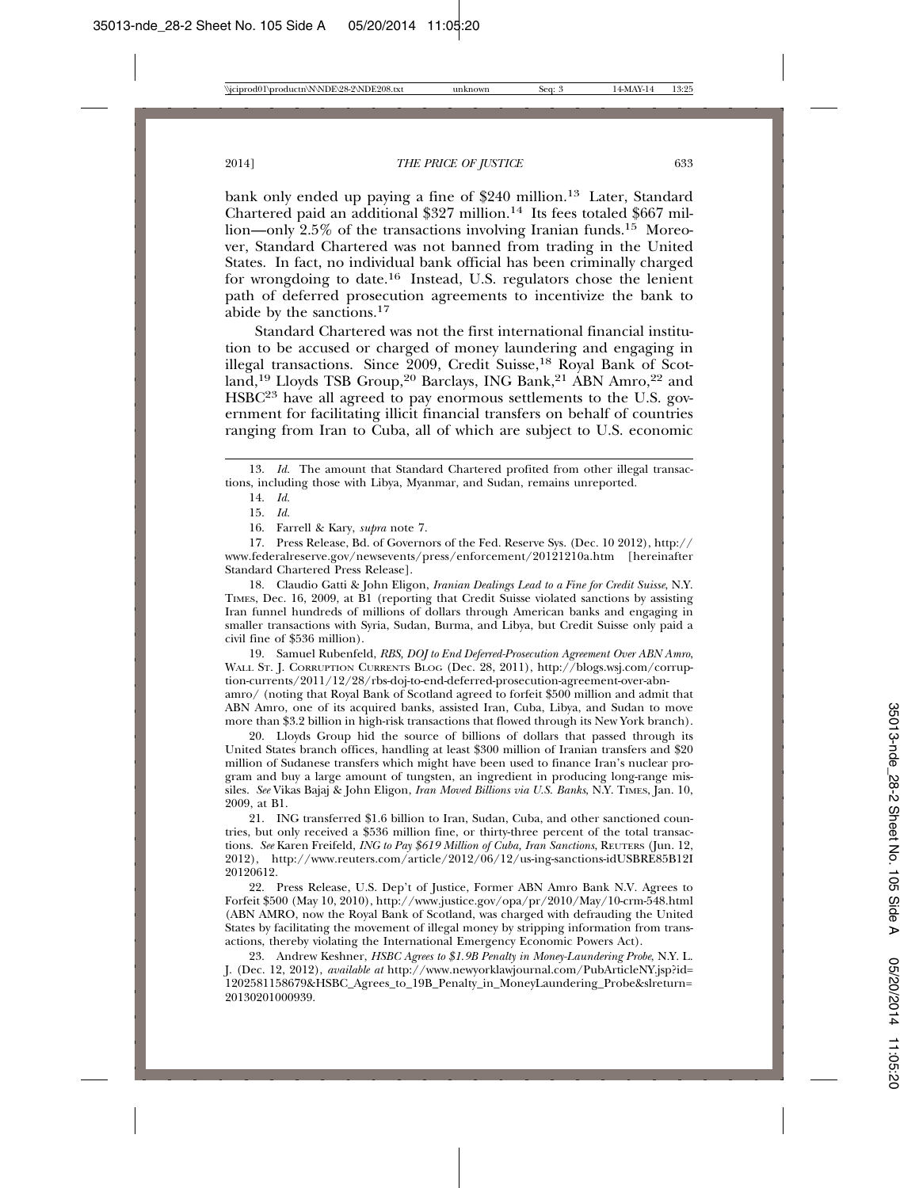bank only ended up paying a fine of \$240 million.[13] Later, Standard Chartered paid an additional \$327 million.[14] Its fees totaled \$667 million—only 2.5% of the transactions involving Iranian funds.[15] Moreover, Standard Chartered was not banned from trading in the United States. In fact, no individual bank official has been criminally charged for wrongdoing to date.[16] Instead, U.S. regulators chose the lenient path of deferred prosecution agreements to incentivize the bank to abide by the sanctions.[17]

Standard Chartered was not the first international financial institution to be accused or charged of money laundering and engaging in illegal transactions. Since 2009, Credit Suisse,[18] Royal Bank of Scotland,[19] Lloyds TSB Group,[20] Barclays, ING Bank,[21] ABN Amro,[22] and HSBC[23] have all agreed to pay enormous settlements to the U.S. government for facilitating illicit financial transfers on behalf of countries ranging from Iran to Cuba, all of which are subject to U.S. economic

---

13. *Id.* The amount that Standard Chartered profited from other illegal transactions, including those with Libya, Myanmar, and Sudan, remains unreported.

14. *Id.*

15. *Id.*

16. Farrell & Kary, *supra* note 7.

17. Press Release, Bd. of Governors of the Fed. Reserve Sys. (Dec. 10 2012), http://www.federalreserve.gov/newsevents/press/enforcement/20121210a.htm [hereinafter Standard Chartered Press Release].

18. Claudio Gatti & John Eligon, *Iranian Dealings Lead to a Fine for Credit Suisse*, N.Y. TIMES, Dec. 16, 2009, at B1 (reporting that Credit Suisse violated sanctions by assisting Iran funnel hundreds of millions of dollars through American banks and engaging in smaller transactions with Syria, Sudan, Burma, and Libya, but Credit Suisse only paid a civil fine of \$536 million).

19. Samuel Rubenfeld, *RBS, DOJ to End Deferred-Prosecution Agreement Over ABN Amro*, WALL ST. J. CORRUPTION CURRENTS BLOG (Dec. 28, 2011), http://blogs.wsj.com/corruption-currents/2011/12/28/rbs-doj-to-end-deferred-prosecution-agreement-over-abn-amro/ (noting that Royal Bank of Scotland agreed to forfeit \$500 million and admit that ABN Amro, one of its acquired banks, assisted Iran, Cuba, Libya, and Sudan to move more than \$3.2 billion in high-risk transactions that flowed through its New York branch).

20. Lloyds Group hid the source of billions of dollars that passed through its United States branch offices, handling at least \$300 million of Iranian transfers and \$20 million of Sudanese transfers which might have been used to finance Iran's nuclear program and buy a large amount of tungsten, an ingredient in producing long-range missiles. *See* Vikas Bajaj & John Eligon, *Iran Moved Billions via U.S. Banks*, N.Y. TIMES, Jan. 10, 2009, at B1.

21. ING transferred \$1.6 billion to Iran, Sudan, Cuba, and other sanctioned countries, but only received a \$536 million fine, or thirty-three percent of the total transactions. *See* Karen Freifeld, *ING to Pay \$619 Million of Cuba, Iran Sanctions*, REUTERS (Jun. 12, 2012), http://www.reuters.com/article/2012/06/12/us-ing-sanctions-idUSBRE85B12I20120612.

22. Press Release, U.S. Dep't of Justice, Former ABN Amro Bank N.V. Agrees to Forfeit \$500 (May 10, 2010), http://www.justice.gov/opa/pr/2010/May/10-crm-548.html (ABN AMRO, now the Royal Bank of Scotland, was charged with defrauding the United States by facilitating the movement of illegal money by stripping information from transactions, thereby violating the International Emergency Economic Powers Act).

23. Andrew Keshner, *HSBC Agrees to \$1.9B Penalty in Money-Laundering Probe*, N.Y. L. J. (Dec. 12, 2012), *available at* http://www.newyorklawjournal.com/PubArticleNY.jsp?id=1202581158679&HSBC_Agrees_to_19B_Penalty_in_MoneyLaundering_Probe&slreturn=20130201000939.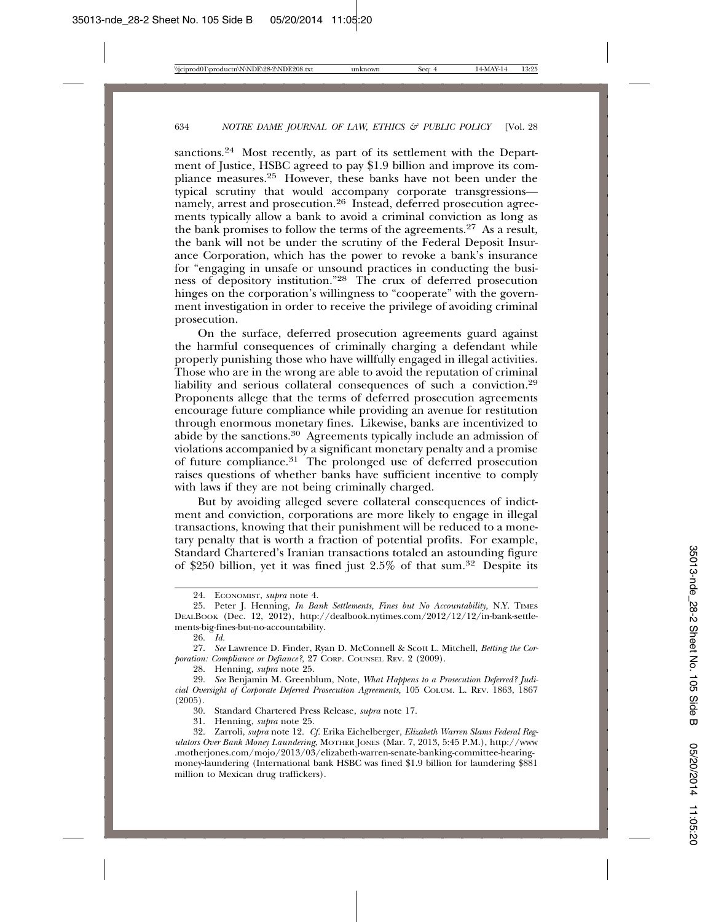sanctions.[24] Most recently, as part of its settlement with the Department of Justice, HSBC agreed to pay $1.9 billion and improve its compliance measures.[25] However, these banks have not been under the typical scrutiny that would accompany corporate transgressions—namely, arrest and prosecution.[26] Instead, deferred prosecution agreements typically allow a bank to avoid a criminal conviction as long as the bank promises to follow the terms of the agreements.[27] As a result, the bank will not be under the scrutiny of the Federal Deposit Insurance Corporation, which has the power to revoke a bank's insurance for "engaging in unsafe or unsound practices in conducting the business of depository institution."[28] The crux of deferred prosecution hinges on the corporation's willingness to "cooperate" with the government investigation in order to receive the privilege of avoiding criminal prosecution.

On the surface, deferred prosecution agreements guard against the harmful consequences of criminally charging a defendant while properly punishing those who have willfully engaged in illegal activities. Those who are in the wrong are able to avoid the reputation of criminal liability and serious collateral consequences of such a conviction.[29] Proponents allege that the terms of deferred prosecution agreements encourage future compliance while providing an avenue for restitution through enormous monetary fines. Likewise, banks are incentivized to abide by the sanctions.[30] Agreements typically include an admission of violations accompanied by a significant monetary penalty and a promise of future compliance.[31] The prolonged use of deferred prosecution raises questions of whether banks have sufficient incentive to comply with laws if they are not being criminally charged.

But by avoiding alleged severe collateral consequences of indictment and conviction, corporations are more likely to engage in illegal transactions, knowing that their punishment will be reduced to a monetary penalty that is worth a fraction of potential profits. For example, Standard Chartered's Iranian transactions totaled an astounding figure of $250 billion, yet it was fined just 2.5% of that sum.[32] Despite its

---

24. Economist, *supra* note 4.

25. Peter J. Henning, *In Bank Settlements, Fines but No Accountability,* N.Y. Times DealBook (Dec. 12, 2012), http://dealbook.nytimes.com/2012/12/12/in-bank-settlements-big-fines-but-no-accountability.

26. *Id.*

27. *See* Lawrence D. Finder, Ryan D. McConnell & Scott L. Mitchell, *Betting the Corporation: Compliance or Defiance?*, 27 Corp. Counsel Rev. 2 (2009).

28. Henning, *supra* note 25.

29. *See* Benjamin M. Greenblum, Note, *What Happens to a Prosecution Deferred? Judicial Oversight of Corporate Deferred Prosecution Agreements,* 105 Colum. L. Rev. 1863, 1867 (2005).

30. Standard Chartered Press Release, *supra* note 17.

31. Henning, *supra* note 25.

32. Zarroli, *supra* note 12. *Cf.* Erika Eichelberger, *Elizabeth Warren Slams Federal Regulators Over Bank Money Laundering*, Mother Jones (Mar. 7, 2013, 5:45 P.M.), http://www.motherjones.com/mojo/2013/03/elizabeth-warren-senate-banking-committee-hearing-money-laundering (International bank HSBC was fined $1.9 billion for laundering $881 million to Mexican drug traffickers).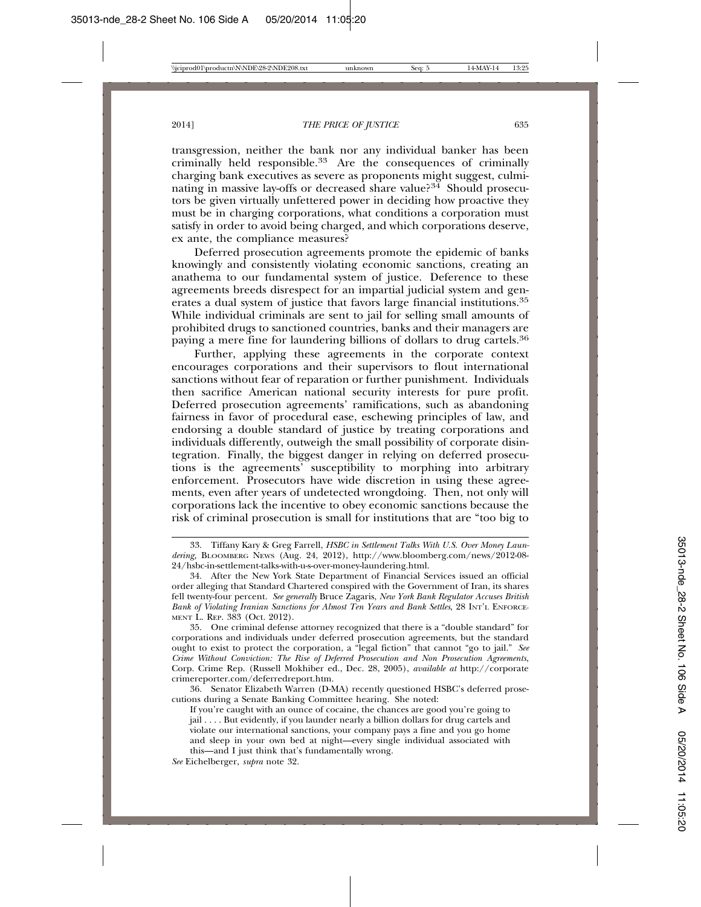transgression, neither the bank nor any individual banker has been criminally held responsible.[33] Are the consequences of criminally charging bank executives as severe as proponents might suggest, culminating in massive lay-offs or decreased share value?[34] Should prosecutors be given virtually unfettered power in deciding how proactive they must be in charging corporations, what conditions a corporation must satisfy in order to avoid being charged, and which corporations deserve, ex ante, the compliance measures?

Deferred prosecution agreements promote the epidemic of banks knowingly and consistently violating economic sanctions, creating an anathema to our fundamental system of justice. Deference to these agreements breeds disrespect for an impartial judicial system and generates a dual system of justice that favors large financial institutions.[35] While individual criminals are sent to jail for selling small amounts of prohibited drugs to sanctioned countries, banks and their managers are paying a mere fine for laundering billions of dollars to drug cartels.[36]

Further, applying these agreements in the corporate context encourages corporations and their supervisors to flout international sanctions without fear of reparation or further punishment. Individuals then sacrifice American national security interests for pure profit. Deferred prosecution agreements' ramifications, such as abandoning fairness in favor of procedural ease, eschewing principles of law, and endorsing a double standard of justice by treating corporations and individuals differently, outweigh the small possibility of corporate disintegration. Finally, the biggest danger in relying on deferred prosecutions is the agreements' susceptibility to morphing into arbitrary enforcement. Prosecutors have wide discretion in using these agreements, even after years of undetected wrongdoing. Then, not only will corporations lack the incentive to obey economic sanctions because the risk of criminal prosecution is small for institutions that are "too big to

---

33. Tiffany Kary & Greg Farrell, *HSBC in Settlement Talks With U.S. Over Money Laundering*, BLOOMBERG NEWS (Aug. 24, 2012), http://www.bloomberg.com/news/2012-08-24/hsbc-in-settlement-talks-with-u-s-over-money-laundering.html.

34. After the New York State Department of Financial Services issued an official order alleging that Standard Chartered conspired with the Government of Iran, its shares fell twenty-four percent. *See generally* Bruce Zagaris, *New York Bank Regulator Accuses British Bank of Violating Iranian Sanctions for Almost Ten Years and Bank Settles*, 28 INT'L ENFORCEMENT L. REP. 383 (Oct. 2012).

35. One criminal defense attorney recognized that there is a "double standard" for corporations and individuals under deferred prosecution agreements, but the standard ought to exist to protect the corporation, a "legal fiction" that cannot "go to jail." *See Crime Without Conviction: The Rise of Deferred Prosecution and Non Prosecution Agreements*, Corp. Crime Rep. (Russell Mokhiber ed., Dec. 28, 2005), *available at* http://corporatecrimereporter.com/deferredreport.htm.

36. Senator Elizabeth Warren (D-MA) recently questioned HSBC's deferred prosecutions during a Senate Banking Committee hearing. She noted:

> If you're caught with an ounce of cocaine, the chances are good you're going to jail . . . . But evidently, if you launder nearly a billion dollars for drug cartels and violate our international sanctions, your company pays a fine and you go home and sleep in your own bed at night—every single individual associated with this—and I just think that's fundamentally wrong.

*See* Eichelberger, *supra* note 32.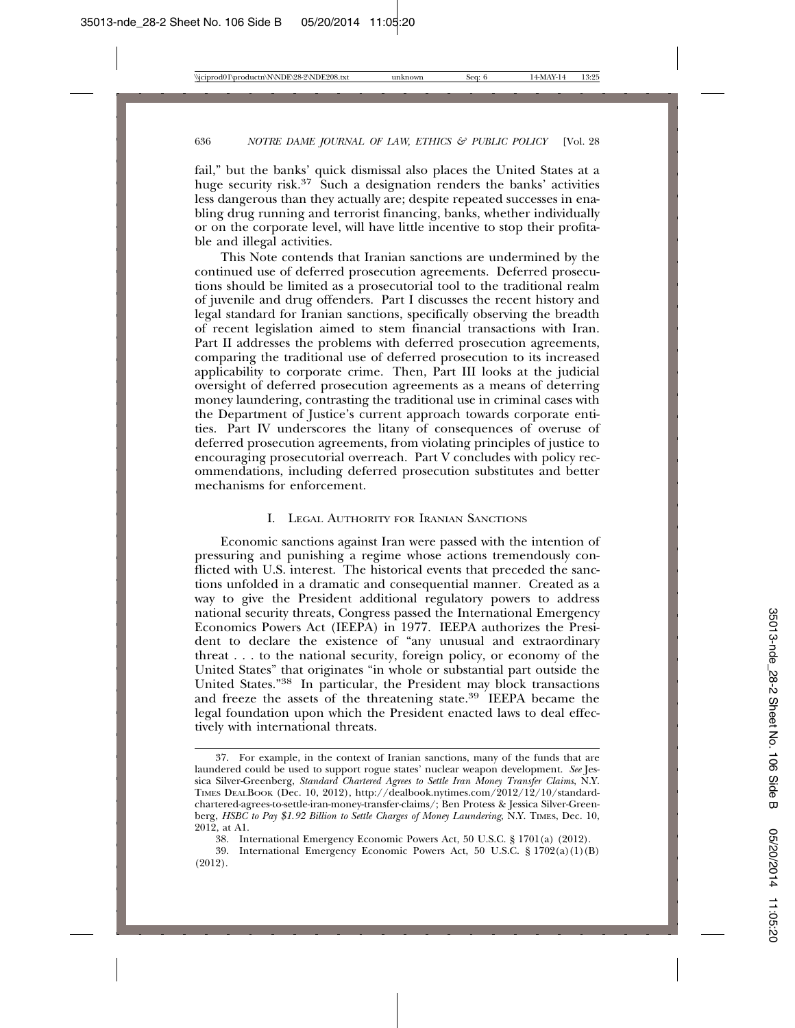fail," but the banks' quick dismissal also places the United States at a huge security risk.[37] Such a designation renders the banks' activities less dangerous than they actually are; despite repeated successes in enabling drug running and terrorist financing, banks, whether individually or on the corporate level, will have little incentive to stop their profitable and illegal activities.

This Note contends that Iranian sanctions are undermined by the continued use of deferred prosecution agreements. Deferred prosecutions should be limited as a prosecutorial tool to the traditional realm of juvenile and drug offenders. Part I discusses the recent history and legal standard for Iranian sanctions, specifically observing the breadth of recent legislation aimed to stem financial transactions with Iran. Part II addresses the problems with deferred prosecution agreements, comparing the traditional use of deferred prosecution to its increased applicability to corporate crime. Then, Part III looks at the judicial oversight of deferred prosecution agreements as a means of deterring money laundering, contrasting the traditional use in criminal cases with the Department of Justice's current approach towards corporate entities. Part IV underscores the litany of consequences of overuse of deferred prosecution agreements, from violating principles of justice to encouraging prosecutorial overreach. Part V concludes with policy recommendations, including deferred prosecution substitutes and better mechanisms for enforcement.

## I. Legal Authority for Iranian Sanctions

Economic sanctions against Iran were passed with the intention of pressuring and punishing a regime whose actions tremendously conflicted with U.S. interest. The historical events that preceded the sanctions unfolded in a dramatic and consequential manner. Created as a way to give the President additional regulatory powers to address national security threats, Congress passed the International Emergency Economics Powers Act (IEEPA) in 1977. IEEPA authorizes the President to declare the existence of "any unusual and extraordinary threat . . . to the national security, foreign policy, or economy of the United States" that originates "in whole or substantial part outside the United States."[38] In particular, the President may block transactions and freeze the assets of the threatening state.[39] IEEPA became the legal foundation upon which the President enacted laws to deal effectively with international threats.

---

37. For example, in the context of Iranian sanctions, many of the funds that are laundered could be used to support rogue states' nuclear weapon development. *See* Jessica Silver-Greenberg, *Standard Chartered Agrees to Settle Iran Money Transfer Claims*, N.Y. Times DealBook (Dec. 10, 2012), http://dealbook.nytimes.com/2012/12/10/standard-chartered-agrees-to-settle-iran-money-transfer-claims/; Ben Protess & Jessica Silver-Greenberg, *HSBC to Pay $1.92 Billion to Settle Charges of Money Laundering*, N.Y. Times, Dec. 10, 2012, at A1.

38. International Emergency Economic Powers Act, 50 U.S.C. § 1701(a) (2012).

39. International Emergency Economic Powers Act, 50 U.S.C. § 1702(a)(1)(B) (2012).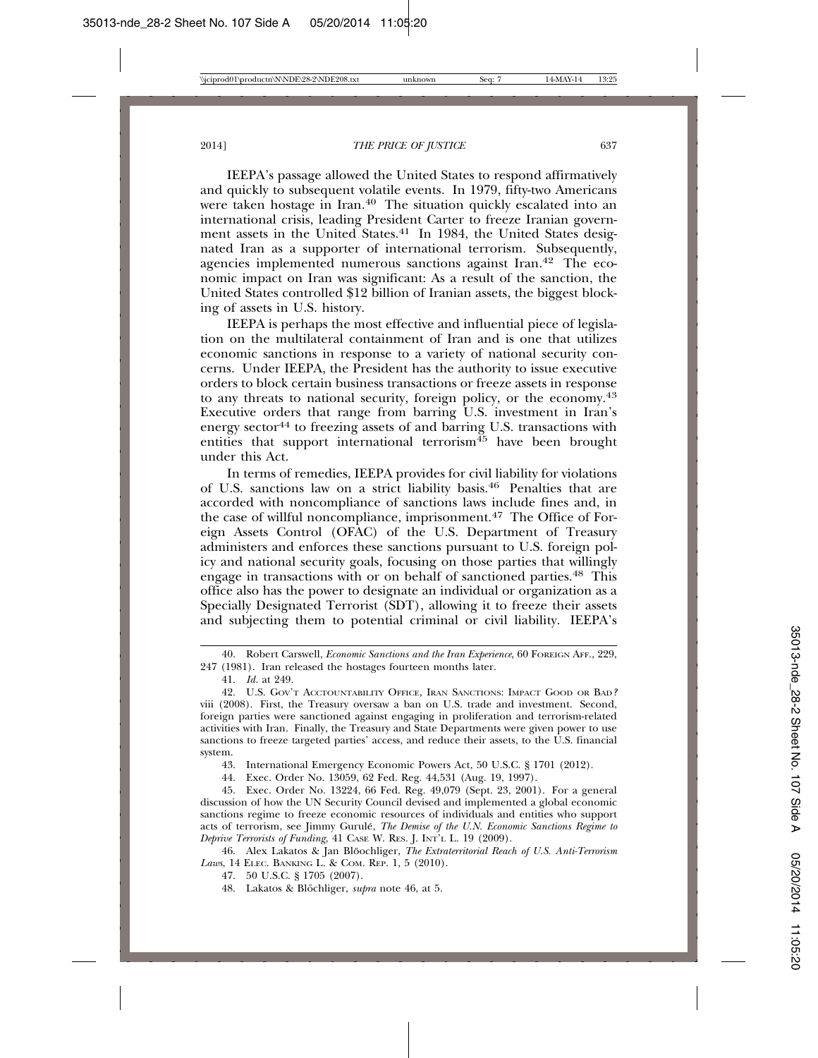IEEPA's passage allowed the United States to respond affirmatively and quickly to subsequent volatile events. In 1979, fifty-two Americans were taken hostage in Iran.[40] The situation quickly escalated into an international crisis, leading President Carter to freeze Iranian government assets in the United States.[41] In 1984, the United States designated Iran as a supporter of international terrorism. Subsequently, agencies implemented numerous sanctions against Iran.[42] The economic impact on Iran was significant: As a result of the sanction, the United States controlled $12 billion of Iranian assets, the biggest blocking of assets in U.S. history.

IEEPA is perhaps the most effective and influential piece of legislation on the multilateral containment of Iran and is one that utilizes economic sanctions in response to a variety of national security concerns. Under IEEPA, the President has the authority to issue executive orders to block certain business transactions or freeze assets in response to any threats to national security, foreign policy, or the economy.[43] Executive orders that range from barring U.S. investment in Iran's energy sector[44] to freezing assets of and barring U.S. transactions with entities that support international terrorism[45] have been brought under this Act.

In terms of remedies, IEEPA provides for civil liability for violations of U.S. sanctions law on a strict liability basis.[46] Penalties that are accorded with noncompliance of sanctions laws include fines and, in the case of willful noncompliance, imprisonment.[47] The Office of Foreign Assets Control (OFAC) of the U.S. Department of Treasury administers and enforces these sanctions pursuant to U.S. foreign policy and national security goals, focusing on those parties that willingly engage in transactions with or on behalf of sanctioned parties.[48] This office also has the power to designate an individual or organization as a Specially Designated Terrorist (SDT), allowing it to freeze their assets and subjecting them to potential criminal or civil liability. IEEPA's

---

40. Robert Carswell, *Economic Sanctions and the Iran Experience*, 60 FOREIGN AFF., 229, 247 (1981). Iran released the hostages fourteen months later.

41. *Id.* at 249.

42. U.S. GOV'T ACCTOUNTABILITY OFFICE, IRAN SANCTIONS: IMPACT GOOD OR BAD? viii (2008). First, the Treasury oversaw a ban on U.S. trade and investment. Second, foreign parties were sanctioned against engaging in proliferation and terrorism-related activities with Iran. Finally, the Treasury and State Departments were given power to use sanctions to freeze targeted parties' access, and reduce their assets, to the U.S. financial system.

43. International Emergency Economic Powers Act, 50 U.S.C. § 1701 (2012).

44. Exec. Order No. 13059, 62 Fed. Reg. 44,531 (Aug. 19, 1997).

45. Exec. Order No. 13224, 66 Fed. Reg. 49,079 (Sept. 23, 2001). For a general discussion of how the UN Security Council devised and implemented a global economic sanctions regime to freeze economic resources of individuals and entities who support acts of terrorism, see Jimmy Gurulé, *The Demise of the U.N. Economic Sanctions Regime to Deprive Terrorists of Funding*, 41 CASE W. RES. J. INT'L L. 19 (2009).

46. Alex Lakatos & Jan Blöochliger, *The Extraterritorial Reach of U.S. Anti-Terrorism Laws*, 14 ELEC. BANKING L. & COM. REP. 1, 5 (2010).

47. 50 U.S.C. § 1705 (2007).

48. Lakatos & Blöchliger, *supra* note 46, at 5.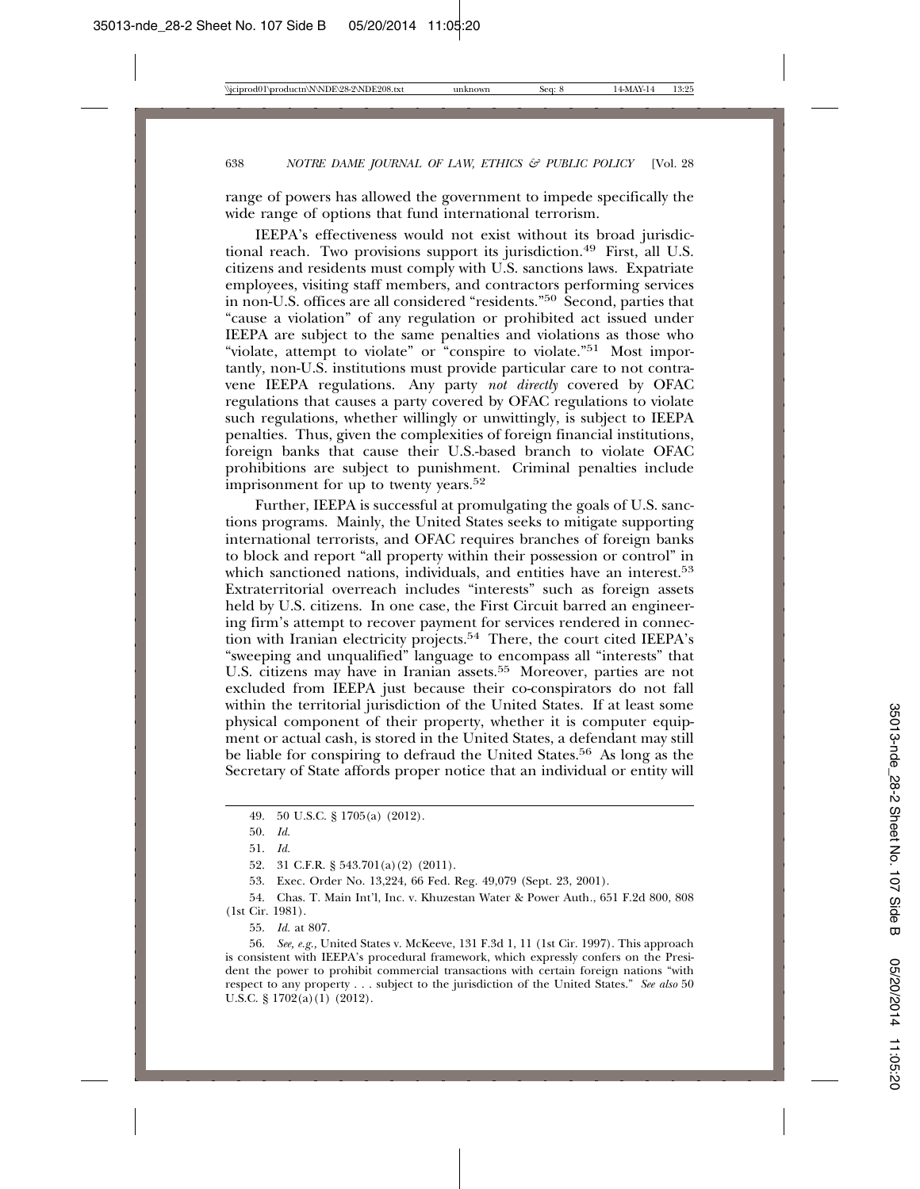range of powers has allowed the government to impede specifically the wide range of options that fund international terrorism.

IEEPA's effectiveness would not exist without its broad jurisdictional reach. Two provisions support its jurisdiction.[49] First, all U.S. citizens and residents must comply with U.S. sanctions laws. Expatriate employees, visiting staff members, and contractors performing services in non-U.S. offices are all considered "residents."[50] Second, parties that "cause a violation" of any regulation or prohibited act issued under IEEPA are subject to the same penalties and violations as those who "violate, attempt to violate" or "conspire to violate."[51] Most importantly, non-U.S. institutions must provide particular care to not contravene IEEPA regulations. Any party *not directly* covered by OFAC regulations that causes a party covered by OFAC regulations to violate such regulations, whether willingly or unwittingly, is subject to IEEPA penalties. Thus, given the complexities of foreign financial institutions, foreign banks that cause their U.S.-based branch to violate OFAC prohibitions are subject to punishment. Criminal penalties include imprisonment for up to twenty years.[52]

Further, IEEPA is successful at promulgating the goals of U.S. sanctions programs. Mainly, the United States seeks to mitigate supporting international terrorists, and OFAC requires branches of foreign banks to block and report "all property within their possession or control" in which sanctioned nations, individuals, and entities have an interest.[53] Extraterritorial overreach includes "interests" such as foreign assets held by U.S. citizens. In one case, the First Circuit barred an engineering firm's attempt to recover payment for services rendered in connection with Iranian electricity projects.[54] There, the court cited IEEPA's "sweeping and unqualified" language to encompass all "interests" that U.S. citizens may have in Iranian assets.[55] Moreover, parties are not excluded from IEEPA just because their co-conspirators do not fall within the territorial jurisdiction of the United States. If at least some physical component of their property, whether it is computer equipment or actual cash, is stored in the United States, a defendant may still be liable for conspiring to defraud the United States.[56] As long as the Secretary of State affords proper notice that an individual or entity will

---

49. 50 U.S.C. § 1705(a) (2012).

50. *Id.*

51. *Id.*

52. 31 C.F.R. § 543.701(a)(2) (2011).

53. Exec. Order No. 13,224, 66 Fed. Reg. 49,079 (Sept. 23, 2001).

54. Chas. T. Main Int'l, Inc. v. Khuzestan Water & Power Auth., 651 F.2d 800, 808 (1st Cir. 1981).

55. *Id.* at 807.

56. *See, e.g.,* United States v. McKeeve, 131 F.3d 1, 11 (1st Cir. 1997). This approach is consistent with IEEPA's procedural framework, which expressly confers on the President the power to prohibit commercial transactions with certain foreign nations "with respect to any property . . . subject to the jurisdiction of the United States." *See also* 50 U.S.C. § 1702(a)(1) (2012).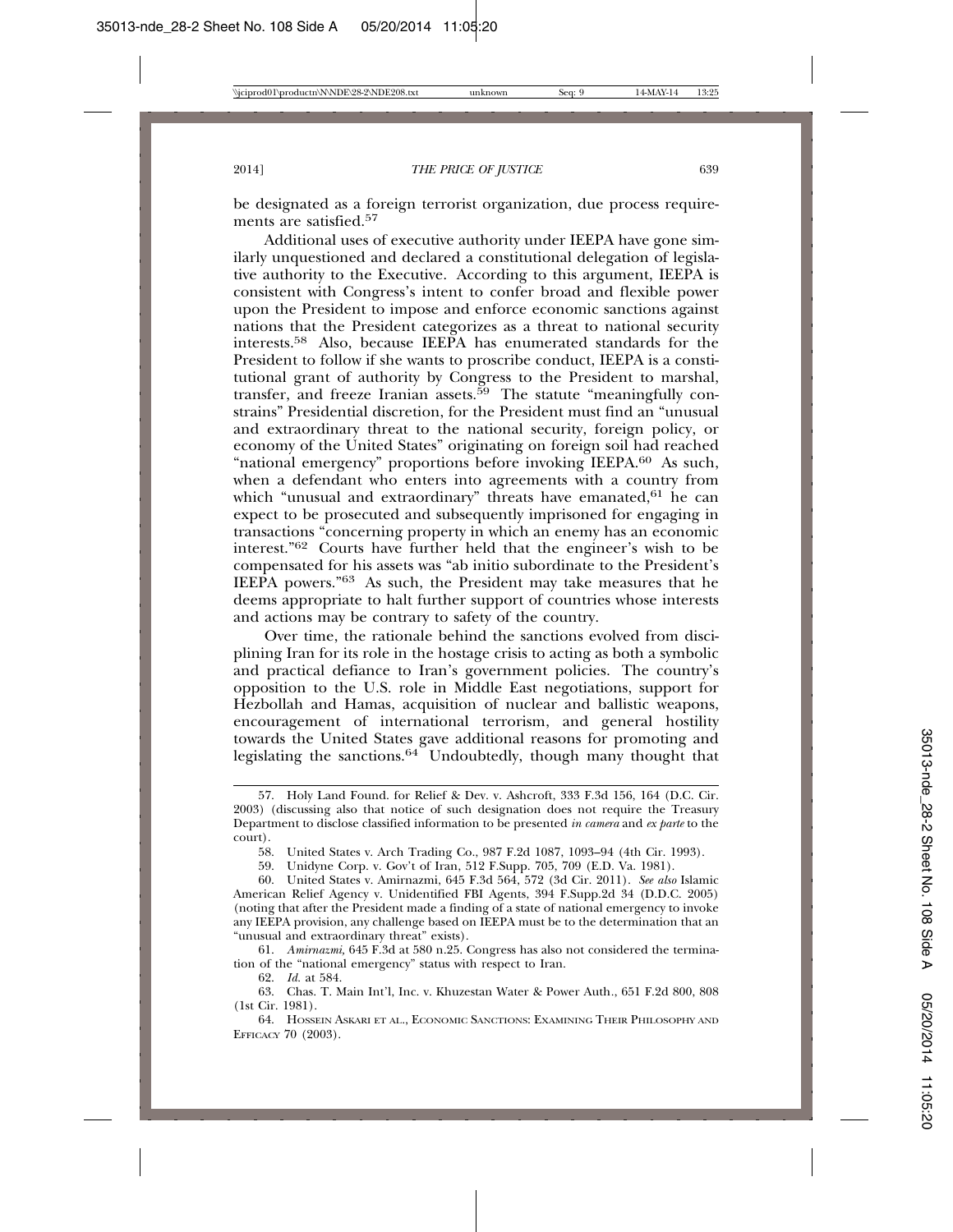be designated as a foreign terrorist organization, due process requirements are satisfied.[57]

Additional uses of executive authority under IEEPA have gone similarly unquestioned and declared a constitutional delegation of legislative authority to the Executive. According to this argument, IEEPA is consistent with Congress's intent to confer broad and flexible power upon the President to impose and enforce economic sanctions against nations that the President categorizes as a threat to national security interests.[58] Also, because IEEPA has enumerated standards for the President to follow if she wants to proscribe conduct, IEEPA is a constitutional grant of authority by Congress to the President to marshal, transfer, and freeze Iranian assets.[59] The statute "meaningfully constrains" Presidential discretion, for the President must find an "unusual and extraordinary threat to the national security, foreign policy, or economy of the United States" originating on foreign soil had reached "national emergency" proportions before invoking IEEPA.[60] As such, when a defendant who enters into agreements with a country from which "unusual and extraordinary" threats have emanated,[61] he can expect to be prosecuted and subsequently imprisoned for engaging in transactions "concerning property in which an enemy has an economic interest."[62] Courts have further held that the engineer's wish to be compensated for his assets was "ab initio subordinate to the President's IEEPA powers."[63] As such, the President may take measures that he deems appropriate to halt further support of countries whose interests and actions may be contrary to safety of the country.

Over time, the rationale behind the sanctions evolved from disciplining Iran for its role in the hostage crisis to acting as both a symbolic and practical defiance to Iran's government policies. The country's opposition to the U.S. role in Middle East negotiations, support for Hezbollah and Hamas, acquisition of nuclear and ballistic weapons, encouragement of international terrorism, and general hostility towards the United States gave additional reasons for promoting and legislating the sanctions.[64] Undoubtedly, though many thought that

---

57. Holy Land Found. for Relief & Dev. v. Ashcroft, 333 F.3d 156, 164 (D.C. Cir. 2003) (discussing also that notice of such designation does not require the Treasury Department to disclose classified information to be presented *in camera* and *ex parte* to the court).

58. United States v. Arch Trading Co., 987 F.2d 1087, 1093–94 (4th Cir. 1993).

59. Unidyne Corp. v. Gov't of Iran, 512 F.Supp. 705, 709 (E.D. Va. 1981).

60. United States v. Amirnazmi, 645 F.3d 564, 572 (3d Cir. 2011). *See also* Islamic American Relief Agency v. Unidentified FBI Agents, 394 F.Supp.2d 34 (D.D.C. 2005) (noting that after the President made a finding of a state of national emergency to invoke any IEEPA provision, any challenge based on IEEPA must be to the determination that an "unusual and extraordinary threat" exists).

61. *Amirnazmi*, 645 F.3d at 580 n.25. Congress has also not considered the termination of the "national emergency" status with respect to Iran.

62. *Id.* at 584.

63. Chas. T. Main Int'l, Inc. v. Khuzestan Water & Power Auth., 651 F.2d 800, 808 (1st Cir. 1981).

64. Hossein Askari et al., Economic Sanctions: Examining Their Philosophy and Efficacy 70 (2003).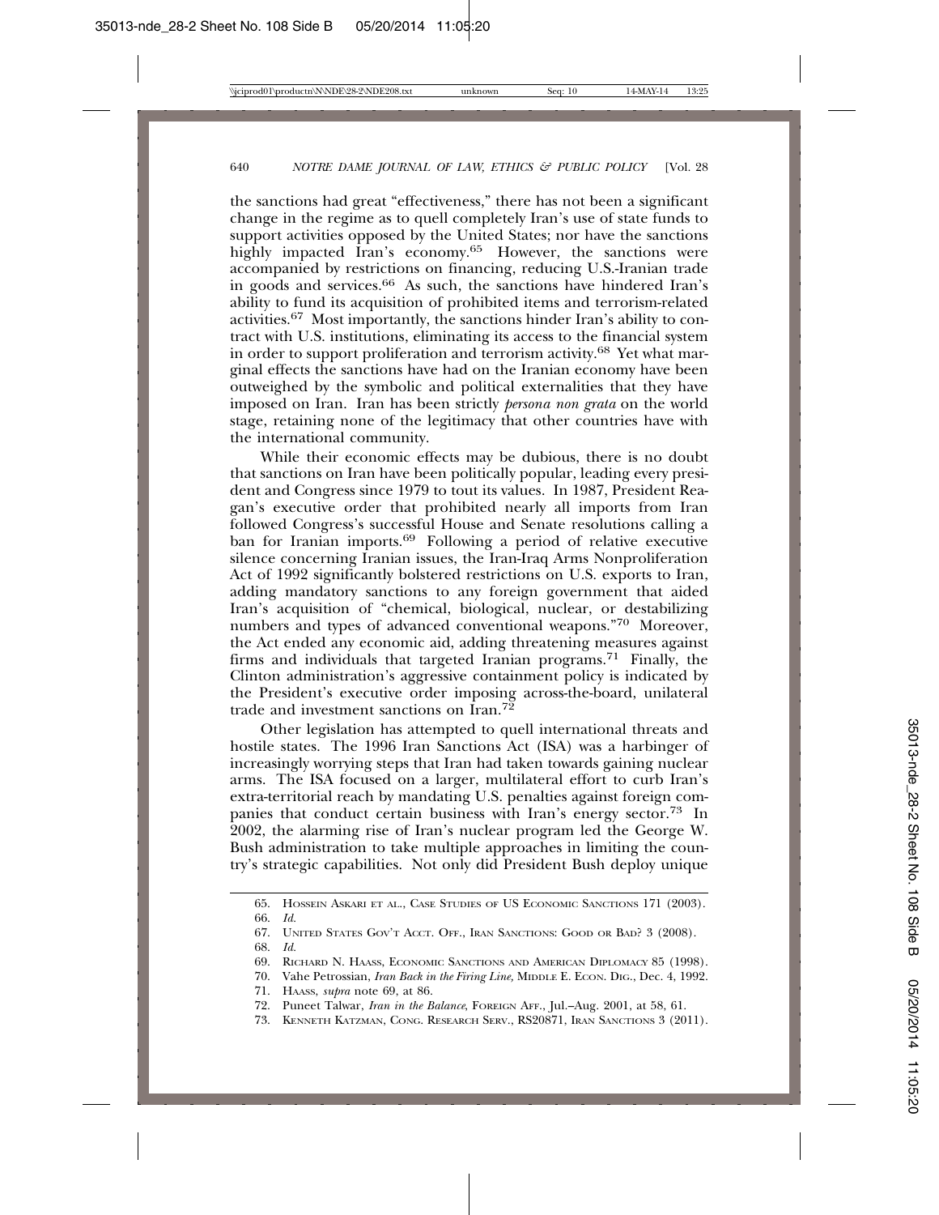the sanctions had great "effectiveness," there has not been a significant change in the regime as to quell completely Iran's use of state funds to support activities opposed by the United States; nor have the sanctions highly impacted Iran's economy.[65] However, the sanctions were accompanied by restrictions on financing, reducing U.S.-Iranian trade in goods and services.[66] As such, the sanctions have hindered Iran's ability to fund its acquisition of prohibited items and terrorism-related activities.[67] Most importantly, the sanctions hinder Iran's ability to contract with U.S. institutions, eliminating its access to the financial system in order to support proliferation and terrorism activity.[68] Yet what marginal effects the sanctions have had on the Iranian economy have been outweighed by the symbolic and political externalities that they have imposed on Iran. Iran has been strictly *persona non grata* on the world stage, retaining none of the legitimacy that other countries have with the international community.

While their economic effects may be dubious, there is no doubt that sanctions on Iran have been politically popular, leading every president and Congress since 1979 to tout its values. In 1987, President Reagan's executive order that prohibited nearly all imports from Iran followed Congress's successful House and Senate resolutions calling a ban for Iranian imports.[69] Following a period of relative executive silence concerning Iranian issues, the Iran-Iraq Arms Nonproliferation Act of 1992 significantly bolstered restrictions on U.S. exports to Iran, adding mandatory sanctions to any foreign government that aided Iran's acquisition of "chemical, biological, nuclear, or destabilizing numbers and types of advanced conventional weapons."[70] Moreover, the Act ended any economic aid, adding threatening measures against firms and individuals that targeted Iranian programs.[71] Finally, the Clinton administration's aggressive containment policy is indicated by the President's executive order imposing across-the-board, unilateral trade and investment sanctions on Iran.[72]

Other legislation has attempted to quell international threats and hostile states. The 1996 Iran Sanctions Act (ISA) was a harbinger of increasingly worrying steps that Iran had taken towards gaining nuclear arms. The ISA focused on a larger, multilateral effort to curb Iran's extra-territorial reach by mandating U.S. penalties against foreign companies that conduct certain business with Iran's energy sector.[73] In 2002, the alarming rise of Iran's nuclear program led the George W. Bush administration to take multiple approaches in limiting the country's strategic capabilities. Not only did President Bush deploy unique

---

65. Hossein Askari et al., Case Studies of US Economic Sanctions 171 (2003).
66. *Id.*
67. United States Gov't Acct. Off., Iran Sanctions: Good or Bad? 3 (2008).
68. *Id.*
69. Richard N. Haass, Economic Sanctions and American Diplomacy 85 (1998).
70. Vahe Petrossian, *Iran Back in the Firing Line,* Middle E. Econ. Dig., Dec. 4, 1992.
71. Haass, *supra* note 69, at 86.
72. Puneet Talwar, *Iran in the Balance*, Foreign Aff., Jul.–Aug. 2001, at 58, 61.
73. Kenneth Katzman, Cong. Research Serv., RS20871, Iran Sanctions 3 (2011).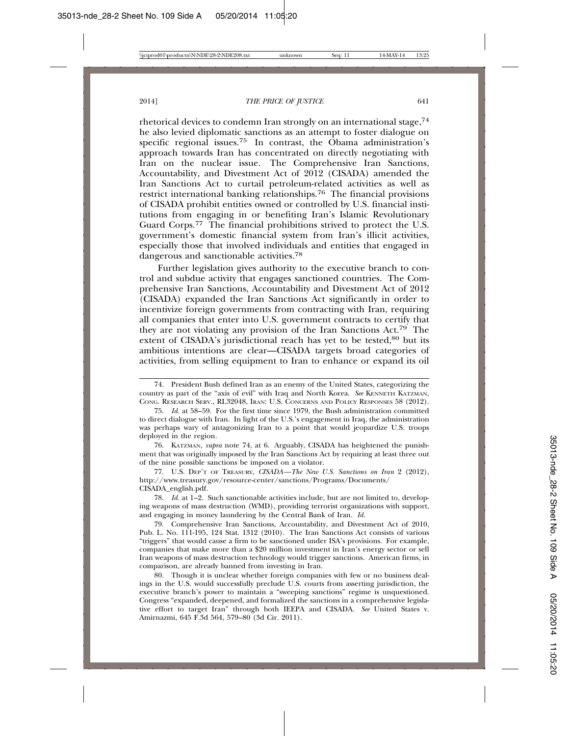rhetorical devices to condemn Iran strongly on an international stage,[74] he also levied diplomatic sanctions as an attempt to foster dialogue on specific regional issues.[75] In contrast, the Obama administration's approach towards Iran has concentrated on directly negotiating with Iran on the nuclear issue. The Comprehensive Iran Sanctions, Accountability, and Divestment Act of 2012 (CISADA) amended the Iran Sanctions Act to curtail petroleum-related activities as well as restrict international banking relationships.[76] The financial provisions of CISADA prohibit entities owned or controlled by U.S. financial institutions from engaging in or benefiting Iran's Islamic Revolutionary Guard Corps.[77] The financial prohibitions strived to protect the U.S. government's domestic financial system from Iran's illicit activities, especially those that involved individuals and entities that engaged in dangerous and sanctionable activities.[78]

Further legislation gives authority to the executive branch to control and subdue activity that engages sanctioned countries. The Comprehensive Iran Sanctions, Accountability and Divestment Act of 2012 (CISADA) expanded the Iran Sanctions Act significantly in order to incentivize foreign governments from contracting with Iran, requiring all companies that enter into U.S. government contracts to certify that they are not violating any provision of the Iran Sanctions Act.[79] The extent of CISADA's jurisdictional reach has yet to be tested,[80] but its ambitious intentions are clear—CISADA targets broad categories of activities, from selling equipment to Iran to enhance or expand its oil

---

74. President Bush defined Iran as an enemy of the United States, categorizing the country as part of the "axis of evil" with Iraq and North Korea. *See* KENNETH KATZMAN, CONG. RESEARCH SERV., RL32048, IRAN: U.S. CONCERNS AND POLICY RESPONSES 58 (2012).

75. *Id.* at 58–59. For the first time since 1979, the Bush administration committed to direct dialogue with Iran. In light of the U.S.'s engagement in Iraq, the administration was perhaps wary of antagonizing Iran to a point that would jeopardize U.S. troops deployed in the region.

76. KATZMAN, *supra* note 74, at 6. Arguably, CISADA has heightened the punishment that was originally imposed by the Iran Sanctions Act by requiring at least three out of the nine possible sanctions be imposed on a violator.

77. U.S. DEP'T OF TREASURY, *CISADA—The New U.S. Sanctions on Iran* 2 (2012), http://www.treasury.gov/resource-center/sanctions/Programs/Documents/CISADA_english.pdf.

78. *Id.* at 1–2. Such sanctionable activities include, but are not limited to, developing weapons of mass destruction (WMD), providing terrorist organizations with support, and engaging in money laundering by the Central Bank of Iran. *Id.*

79. Comprehensive Iran Sanctions, Accountability, and Divestment Act of 2010, Pub. L. No. 111-195, 124 Stat. 1312 (2010). The Iran Sanctions Act consists of various "triggers" that would cause a firm to be sanctioned under ISA's provisions. For example, companies that make more than a $20 million investment in Iran's energy sector or sell Iran weapons of mass destruction technology would trigger sanctions. American firms, in comparison, are already banned from investing in Iran.

80. Though it is unclear whether foreign companies with few or no business dealings in the U.S. would successfully preclude U.S. courts from asserting jurisdiction, the executive branch's power to maintain a "sweeping sanctions" regime is unquestioned. Congress "expanded, deepened, and formalized the sanctions in a comprehensive legislative effort to target Iran" through both IEEPA and CISADA. *See* United States v. Amirnazmi, 645 F.3d 564, 579–80 (3d Cir. 2011).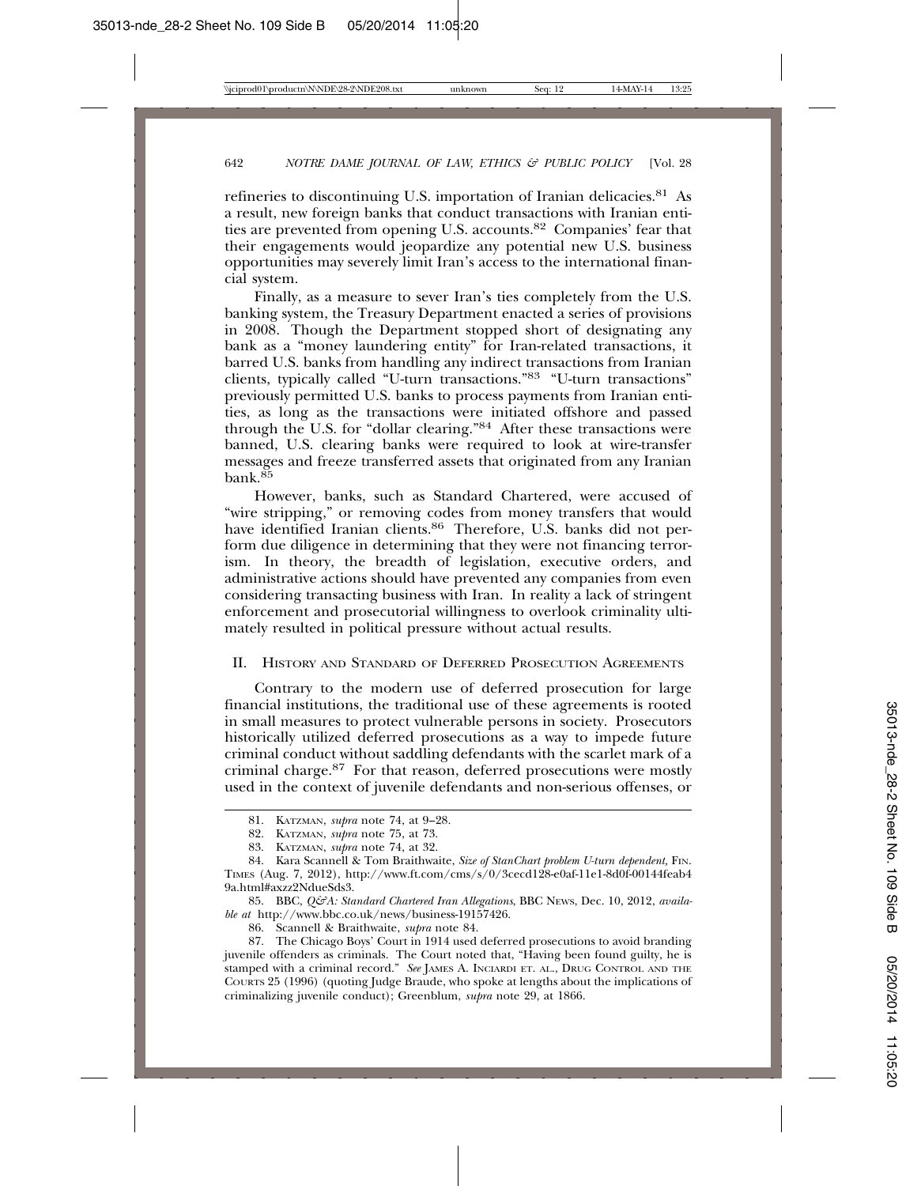refineries to discontinuing U.S. importation of Iranian delicacies.[81] As a result, new foreign banks that conduct transactions with Iranian entities are prevented from opening U.S. accounts.[82] Companies' fear that their engagements would jeopardize any potential new U.S. business opportunities may severely limit Iran's access to the international financial system.

Finally, as a measure to sever Iran's ties completely from the U.S. banking system, the Treasury Department enacted a series of provisions in 2008. Though the Department stopped short of designating any bank as a "money laundering entity" for Iran-related transactions, it barred U.S. banks from handling any indirect transactions from Iranian clients, typically called "U-turn transactions."[83] "U-turn transactions" previously permitted U.S. banks to process payments from Iranian entities, as long as the transactions were initiated offshore and passed through the U.S. for "dollar clearing."[84] After these transactions were banned, U.S. clearing banks were required to look at wire-transfer messages and freeze transferred assets that originated from any Iranian bank.[85]

However, banks, such as Standard Chartered, were accused of "wire stripping," or removing codes from money transfers that would have identified Iranian clients.[86] Therefore, U.S. banks did not perform due diligence in determining that they were not financing terrorism. In theory, the breadth of legislation, executive orders, and administrative actions should have prevented any companies from even considering transacting business with Iran. In reality a lack of stringent enforcement and prosecutorial willingness to overlook criminality ultimately resulted in political pressure without actual results.

## II. History and Standard of Deferred Prosecution Agreements

Contrary to the modern use of deferred prosecution for large financial institutions, the traditional use of these agreements is rooted in small measures to protect vulnerable persons in society. Prosecutors historically utilized deferred prosecutions as a way to impede future criminal conduct without saddling defendants with the scarlet mark of a criminal charge.[87] For that reason, deferred prosecutions were mostly used in the context of juvenile defendants and non-serious offenses, or

---

81. Katzman, *supra* note 74, at 9–28.

82. Katzman, *supra* note 75, at 73.

83. Katzman, *supra* note 74, at 32.

84. Kara Scannell & Tom Braithwaite, *Size of StanChart problem U-turn dependent,* Fin. Times (Aug. 7, 2012), http://www.ft.com/cms/s/0/3cecd128-e0af-11e1-8d0f-00144feab49a.html#axzz2NdueSds3.

85. BBC, *Q&A: Standard Chartered Iran Allegations*, BBC News, Dec. 10, 2012, *available at* http://www.bbc.co.uk/news/business-19157426.

86. Scannell & Braithwaite, *supra* note 84.

87. The Chicago Boys' Court in 1914 used deferred prosecutions to avoid branding juvenile offenders as criminals. The Court noted that, "Having been found guilty, he is stamped with a criminal record." *See* James A. Inciardi et. al., Drug Control and the Courts 25 (1996) (quoting Judge Braude, who spoke at lengths about the implications of criminalizing juvenile conduct); Greenblum, *supra* note 29, at 1866.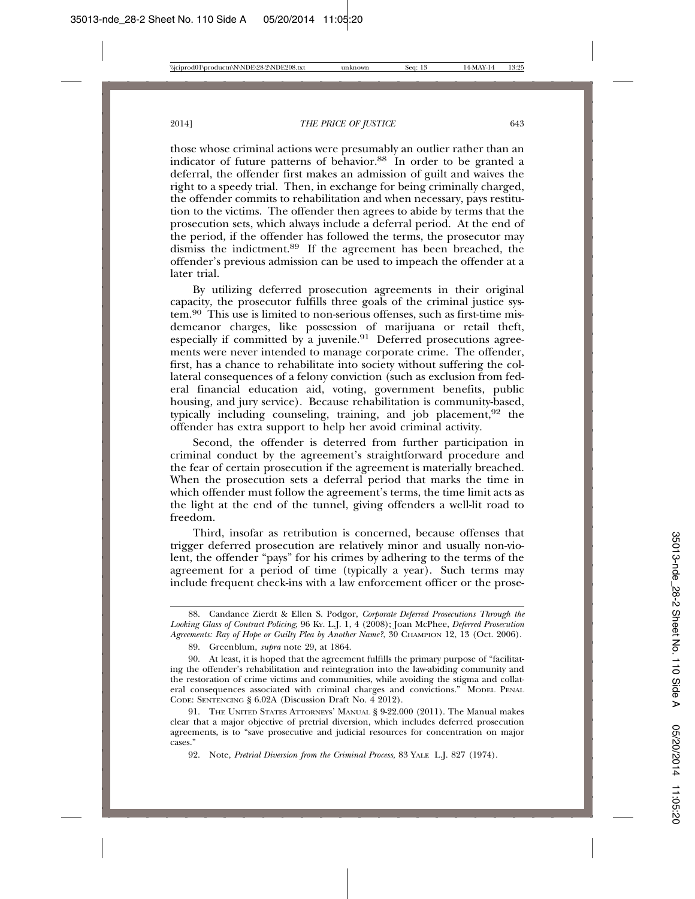those whose criminal actions were presumably an outlier rather than an indicator of future patterns of behavior.[88] In order to be granted a deferral, the offender first makes an admission of guilt and waives the right to a speedy trial. Then, in exchange for being criminally charged, the offender commits to rehabilitation and when necessary, pays restitution to the victims. The offender then agrees to abide by terms that the prosecution sets, which always include a deferral period. At the end of the period, if the offender has followed the terms, the prosecutor may dismiss the indictment.[89] If the agreement has been breached, the offender's previous admission can be used to impeach the offender at a later trial.

By utilizing deferred prosecution agreements in their original capacity, the prosecutor fulfills three goals of the criminal justice system.[90] This use is limited to non-serious offenses, such as first-time misdemeanor charges, like possession of marijuana or retail theft, especially if committed by a juvenile.[91] Deferred prosecutions agreements were never intended to manage corporate crime. The offender, first, has a chance to rehabilitate into society without suffering the collateral consequences of a felony conviction (such as exclusion from federal financial education aid, voting, government benefits, public housing, and jury service). Because rehabilitation is community-based, typically including counseling, training, and job placement,[92] the offender has extra support to help her avoid criminal activity.

Second, the offender is deterred from further participation in criminal conduct by the agreement's straightforward procedure and the fear of certain prosecution if the agreement is materially breached. When the prosecution sets a deferral period that marks the time in which offender must follow the agreement's terms, the time limit acts as the light at the end of the tunnel, giving offenders a well-lit road to freedom.

Third, insofar as retribution is concerned, because offenses that trigger deferred prosecution are relatively minor and usually non-violent, the offender "pays" for his crimes by adhering to the terms of the agreement for a period of time (typically a year). Such terms may include frequent check-ins with a law enforcement officer or the prose-

---

88. Candance Zierdt & Ellen S. Podgor, *Corporate Deferred Prosecutions Through the Looking Glass of Contract Policing*, 96 KY. L.J. 1, 4 (2008); Joan McPhee, *Deferred Prosecution Agreements: Ray of Hope or Guilty Plea by Another Name?*, 30 CHAMPION 12, 13 (Oct. 2006).

89. Greenblum, *supra* note 29, at 1864.

90. At least, it is hoped that the agreement fulfills the primary purpose of "facilitating the offender's rehabilitation and reintegration into the law-abiding community and the restoration of crime victims and communities, while avoiding the stigma and collateral consequences associated with criminal charges and convictions." MODEL PENAL CODE: SENTENCING § 6.02A (Discussion Draft No. 4 2012).

91. THE UNITED STATES ATTORNEYS' MANUAL § 9-22.000 (2011). The Manual makes clear that a major objective of pretrial diversion, which includes deferred prosecution agreements, is to "save prosecutive and judicial resources for concentration on major cases."

92. Note, *Pretrial Diversion from the Criminal Process*, 83 YALE L.J. 827 (1974).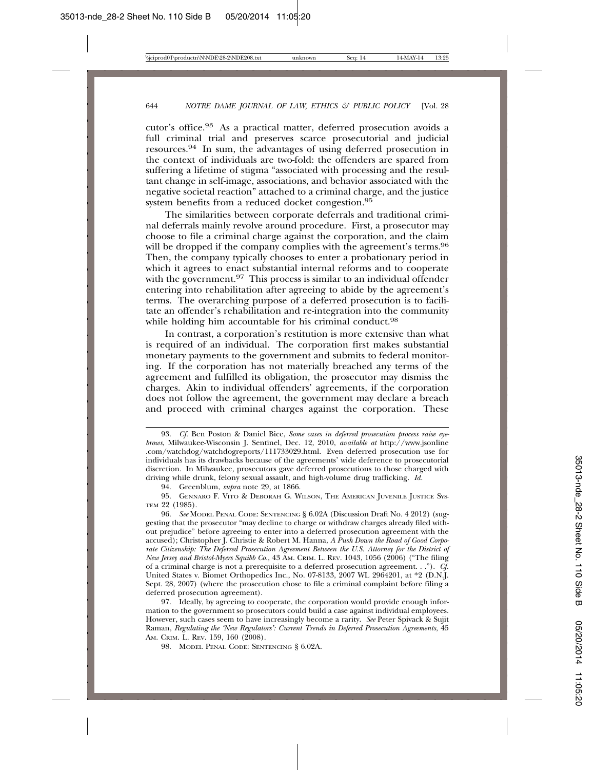cutor's office.[93] As a practical matter, deferred prosecution avoids a full criminal trial and preserves scarce prosecutorial and judicial resources.[94] In sum, the advantages of using deferred prosecution in the context of individuals are two-fold: the offenders are spared from suffering a lifetime of stigma "associated with processing and the resultant change in self-image, associations, and behavior associated with the negative societal reaction" attached to a criminal charge, and the justice system benefits from a reduced docket congestion.[95]

The similarities between corporate deferrals and traditional criminal deferrals mainly revolve around procedure. First, a prosecutor may choose to file a criminal charge against the corporation, and the claim will be dropped if the company complies with the agreement's terms.[96] Then, the company typically chooses to enter a probationary period in which it agrees to enact substantial internal reforms and to cooperate with the government.[97] This process is similar to an individual offender entering into rehabilitation after agreeing to abide by the agreement's terms. The overarching purpose of a deferred prosecution is to facilitate an offender's rehabilitation and re-integration into the community while holding him accountable for his criminal conduct.[98]

In contrast, a corporation's restitution is more extensive than what is required of an individual. The corporation first makes substantial monetary payments to the government and submits to federal monitoring. If the corporation has not materially breached any terms of the agreement and fulfilled its obligation, the prosecutor may dismiss the charges. Akin to individual offenders' agreements, if the corporation does not follow the agreement, the government may declare a breach and proceed with criminal charges against the corporation. These

---

93. *Cf.* Ben Poston & Daniel Bice, *Some cases in deferred prosecution process raise eyebrows*, Milwaukee-Wisconsin J. Sentinel, Dec. 12, 2010, *available at* http://www.jsonline.com/watchdog/watchdogreports/111733029.html. Even deferred prosecution use for individuals has its drawbacks because of the agreements' wide deference to prosecutorial discretion. In Milwaukee, prosecutors gave deferred prosecutions to those charged with driving while drunk, felony sexual assault, and high-volume drug trafficking. *Id.*

94. Greenblum, *supra* note 29, at 1866.

95. Gennaro F. Vito & Deborah G. Wilson, The American Juvenile Justice System 22 (1985).

96. *See* Model Penal Code: Sentencing § 6.02A (Discussion Draft No. 4 2012) (suggesting that the prosecutor "may decline to charge or withdraw charges already filed without prejudice" before agreeing to enter into a deferred prosecution agreement with the accused); Christopher J. Christie & Robert M. Hanna, *A Push Down the Road of Good Corporate Citizenship: The Deferred Prosecution Agreement Between the U.S. Attorney for the District of New Jersey and Bristol-Myers Squibb Co.*, 43 Am. Crim. L. Rev. 1043, 1056 (2006) ("The filing of a criminal charge is not a prerequisite to a deferred prosecution agreement. . ."). *Cf.* United States v. Biomet Orthopedics Inc., No. 07-8133, 2007 WL 2964201, at *2 (D.N.J. Sept. 28, 2007) (where the prosecution chose to file a criminal complaint before filing a deferred prosecution agreement).

97. Ideally, by agreeing to cooperate, the corporation would provide enough information to the government so prosecutors could build a case against individual employees. However, such cases seem to have increasingly become a rarity. *See* Peter Spivack & Sujit Raman, *Regulating the 'New Regulators': Current Trends in Deferred Prosecution Agreements*, 45 Am. Crim. L. Rev. 159, 160 (2008).

98. Model Penal Code: Sentencing § 6.02A.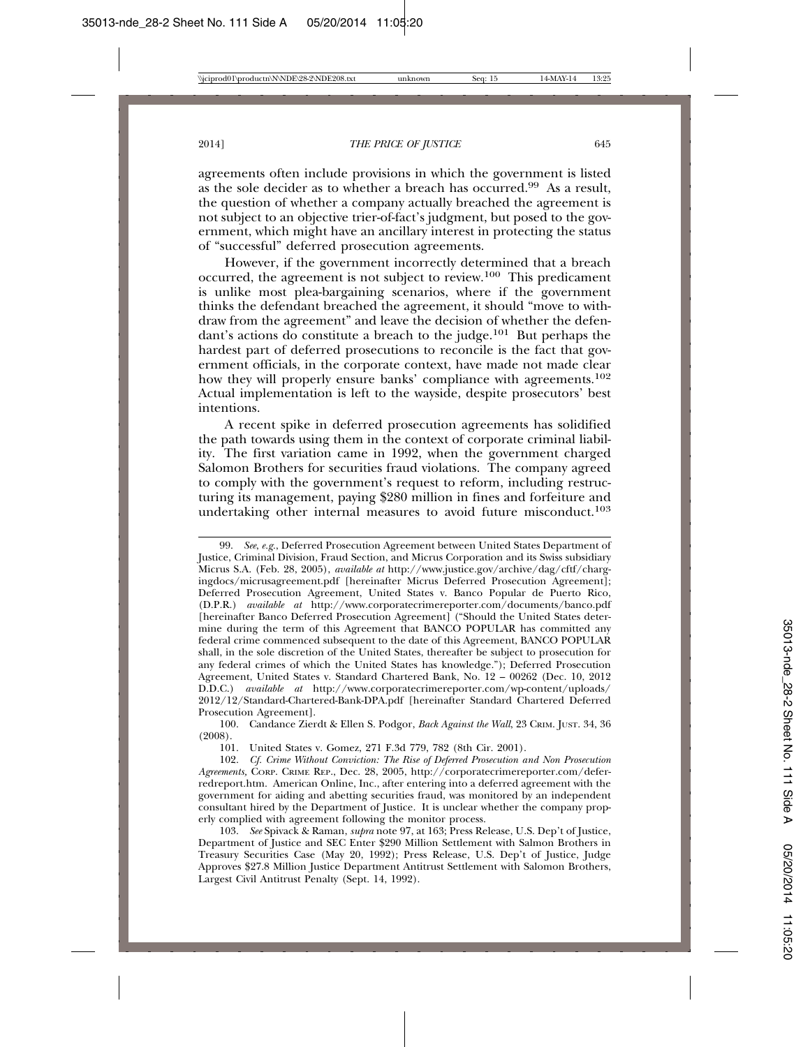agreements often include provisions in which the government is listed as the sole decider as to whether a breach has occurred.[99] As a result, the question of whether a company actually breached the agreement is not subject to an objective trier-of-fact's judgment, but posed to the government, which might have an ancillary interest in protecting the status of "successful" deferred prosecution agreements.

However, if the government incorrectly determined that a breach occurred, the agreement is not subject to review.[100] This predicament is unlike most plea-bargaining scenarios, where if the government thinks the defendant breached the agreement, it should "move to withdraw from the agreement" and leave the decision of whether the defendant's actions do constitute a breach to the judge.[101] But perhaps the hardest part of deferred prosecutions to reconcile is the fact that government officials, in the corporate context, have made not made clear how they will properly ensure banks' compliance with agreements.[102] Actual implementation is left to the wayside, despite prosecutors' best intentions.

A recent spike in deferred prosecution agreements has solidified the path towards using them in the context of corporate criminal liability. The first variation came in 1992, when the government charged Salomon Brothers for securities fraud violations. The company agreed to comply with the government's request to reform, including restructuring its management, paying $280 million in fines and forfeiture and undertaking other internal measures to avoid future misconduct.[103]

---

99. *See, e.g.*, Deferred Prosecution Agreement between United States Department of Justice, Criminal Division, Fraud Section, and Micrus Corporation and its Swiss subsidiary Micrus S.A. (Feb. 28, 2005), *available at* http://www.justice.gov/archive/dag/cftf/chargingdocs/micrusagreement.pdf [hereinafter Micrus Deferred Prosecution Agreement]; Deferred Prosecution Agreement, United States v. Banco Popular de Puerto Rico, (D.P.R.) *available at* http://www.corporatecrimereporter.com/documents/banco.pdf [hereinafter Banco Deferred Prosecution Agreement] ("Should the United States determine during the term of this Agreement that BANCO POPULAR has committed any federal crime commenced subsequent to the date of this Agreement, BANCO POPULAR shall, in the sole discretion of the United States, thereafter be subject to prosecution for any federal crimes of which the United States has knowledge."); Deferred Prosecution Agreement, United States v. Standard Chartered Bank, No. 12 – 00262 (Dec. 10, 2012 D.D.C.) *available at* http://www.corporatecrimereporter.com/wp-content/uploads/2012/12/Standard-Chartered-Bank-DPA.pdf [hereinafter Standard Chartered Deferred Prosecution Agreement].

100. Candance Zierdt & Ellen S. Podgor, *Back Against the Wall*, 23 CRIM. JUST. 34, 36 (2008).

101. United States v. Gomez, 271 F.3d 779, 782 (8th Cir. 2001).

102. *Cf. Crime Without Conviction: The Rise of Deferred Prosecution and Non Prosecution Agreements,* CORP. CRIME REP., Dec. 28, 2005, http://corporatecrimereporter.com/deferredreport.htm. American Online, Inc., after entering into a deferred agreement with the government for aiding and abetting securities fraud, was monitored by an independent consultant hired by the Department of Justice. It is unclear whether the company properly complied with agreement following the monitor process.

103. *See* Spivack & Raman, *supra* note 97, at 163; Press Release, U.S. Dep't of Justice, Department of Justice and SEC Enter $290 Million Settlement with Salmon Brothers in Treasury Securities Case (May 20, 1992); Press Release, U.S. Dep't of Justice, Judge Approves $27.8 Million Justice Department Antitrust Settlement with Salomon Brothers, Largest Civil Antitrust Penalty (Sept. 14, 1992).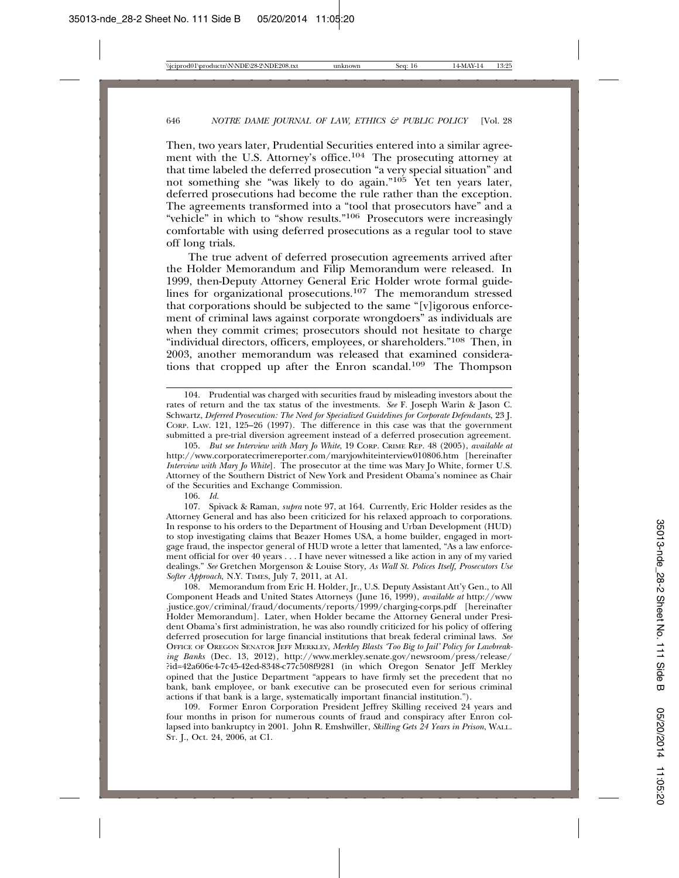Then, two years later, Prudential Securities entered into a similar agreement with the U.S. Attorney's office.[104] The prosecuting attorney at that time labeled the deferred prosecution "a very special situation" and not something she "was likely to do again."[105] Yet ten years later, deferred prosecutions had become the rule rather than the exception. The agreements transformed into a "tool that prosecutors have" and a "vehicle" in which to "show results."[106] Prosecutors were increasingly comfortable with using deferred prosecutions as a regular tool to stave off long trials.

The true advent of deferred prosecution agreements arrived after the Holder Memorandum and Filip Memorandum were released. In 1999, then-Deputy Attorney General Eric Holder wrote formal guidelines for organizational prosecutions.[107] The memorandum stressed that corporations should be subjected to the same "[v]igorous enforcement of criminal laws against corporate wrongdoers" as individuals are when they commit crimes; prosecutors should not hesitate to charge "individual directors, officers, employees, or shareholders."[108] Then, in 2003, another memorandum was released that examined considerations that cropped up after the Enron scandal.[109] The Thompson

---

104. Prudential was charged with securities fraud by misleading investors about the rates of return and the tax status of the investments. *See* F. Joseph Warin & Jason C. Schwartz, *Deferred Prosecution: The Need for Specialized Guidelines for Corporate Defendants*, 23 J. Corp. Law. 121, 125–26 (1997). The difference in this case was that the government submitted a pre-trial diversion agreement instead of a deferred prosecution agreement.

105. *But see Interview with Mary Jo White*, 19 Corp. Crime Rep. 48 (2005), *available at* http://www.corporatecrimereporter.com/maryjowhiteinterview010806.htm [hereinafter *Interview with Mary Jo White*]. The prosecutor at the time was Mary Jo White, former U.S. Attorney of the Southern District of New York and President Obama's nominee as Chair of the Securities and Exchange Commission.

106. *Id.*

107. Spivack & Raman, *supra* note 97, at 164. Currently, Eric Holder resides as the Attorney General and has also been criticized for his relaxed approach to corporations. In response to his orders to the Department of Housing and Urban Development (HUD) to stop investigating claims that Beazer Homes USA, a home builder, engaged in mortgage fraud, the inspector general of HUD wrote a letter that lamented, "As a law enforcement official for over 40 years . . . I have never witnessed a like action in any of my varied dealings." *See* Gretchen Morgenson & Louise Story, *As Wall St. Polices Itself, Prosecutors Use Softer Approach*, N.Y. Times, July 7, 2011, at A1.

108. Memorandum from Eric H. Holder, Jr., U.S. Deputy Assistant Att'y Gen., to All Component Heads and United States Attorneys (June 16, 1999), *available at* http://www.justice.gov/criminal/fraud/documents/reports/1999/charging-corps.pdf [hereinafter Holder Memorandum]. Later, when Holder became the Attorney General under President Obama's first administration, he was also roundly criticized for his policy of offering deferred prosecution for large financial institutions that break federal criminal laws. *See* Office of Oregon Senator Jeff Merkley, *Merkley Blasts 'Too Big to Jail' Policy for Lawbreaking Banks* (Dec. 13, 2012), http://www.merkley.senate.gov/newsroom/press/release/?id=42a606e4-7c45-42ed-8348-c77c508f9281 (in which Oregon Senator Jeff Merkley opined that the Justice Department "appears to have firmly set the precedent that no bank, bank employee, or bank executive can be prosecuted even for serious criminal actions if that bank is a large, systematically important financial institution.").

109. Former Enron Corporation President Jeffrey Skilling received 24 years and four months in prison for numerous counts of fraud and conspiracy after Enron collapsed into bankruptcy in 2001. John R. Emshwiller, *Skilling Gets 24 Years in Prison*, Wall. St. J., Oct. 24, 2006, at C1.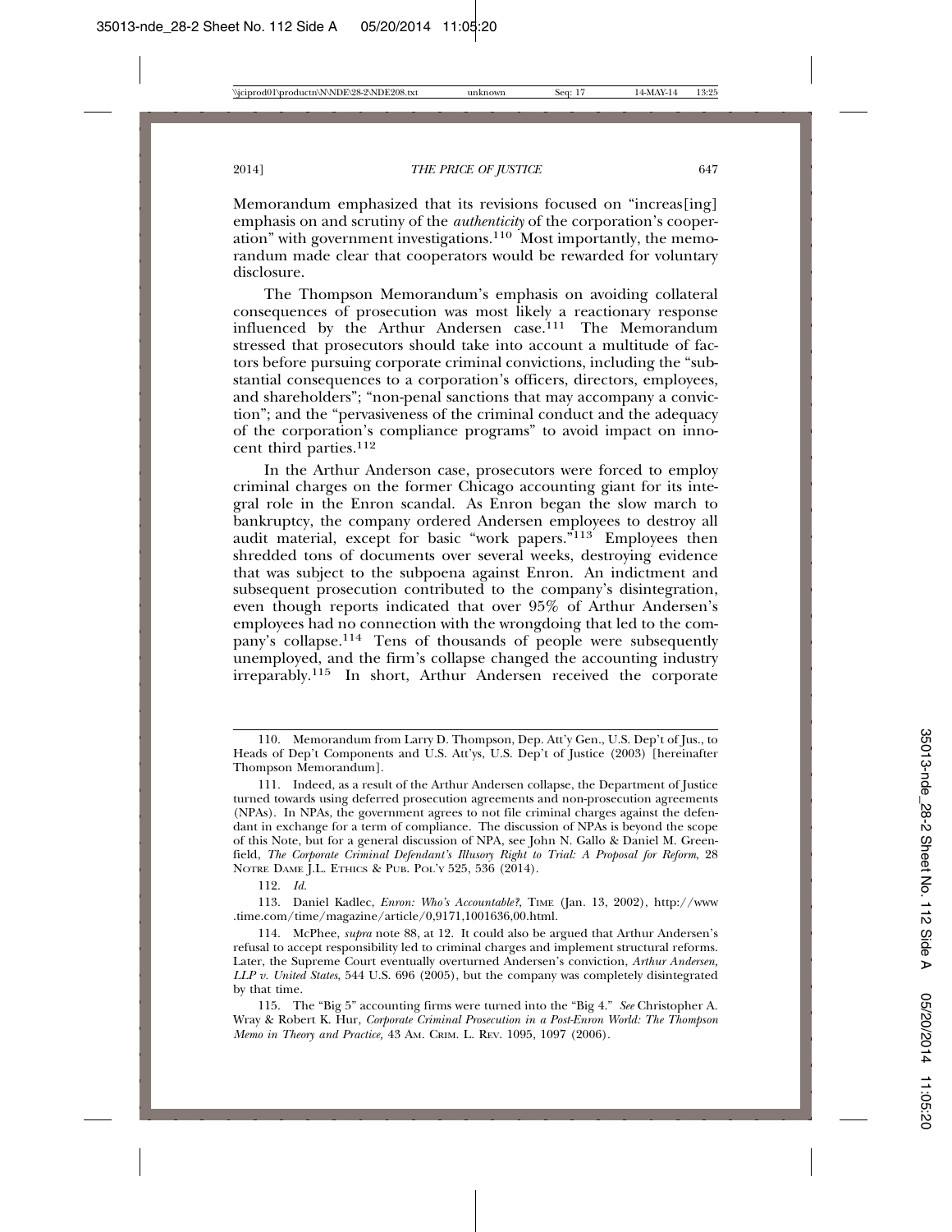Memorandum emphasized that its revisions focused on "increas[ing] emphasis on and scrutiny of the *authenticity* of the corporation's cooperation" with government investigations.[110] Most importantly, the memorandum made clear that cooperators would be rewarded for voluntary disclosure.

The Thompson Memorandum's emphasis on avoiding collateral consequences of prosecution was most likely a reactionary response influenced by the Arthur Andersen case.[111] The Memorandum stressed that prosecutors should take into account a multitude of factors before pursuing corporate criminal convictions, including the "substantial consequences to a corporation's officers, directors, employees, and shareholders"; "non-penal sanctions that may accompany a conviction"; and the "pervasiveness of the criminal conduct and the adequacy of the corporation's compliance programs" to avoid impact on innocent third parties.[112]

In the Arthur Anderson case, prosecutors were forced to employ criminal charges on the former Chicago accounting giant for its integral role in the Enron scandal. As Enron began the slow march to bankruptcy, the company ordered Andersen employees to destroy all audit material, except for basic "work papers."[113] Employees then shredded tons of documents over several weeks, destroying evidence that was subject to the subpoena against Enron. An indictment and subsequent prosecution contributed to the company's disintegration, even though reports indicated that over 95% of Arthur Andersen's employees had no connection with the wrongdoing that led to the company's collapse.[114] Tens of thousands of people were subsequently unemployed, and the firm's collapse changed the accounting industry irreparably.[115] In short, Arthur Andersen received the corporate

---

110. Memorandum from Larry D. Thompson, Dep. Att'y Gen., U.S. Dep't of Jus., to Heads of Dep't Components and U.S. Att'ys, U.S. Dep't of Justice (2003) [hereinafter Thompson Memorandum].

111. Indeed, as a result of the Arthur Andersen collapse, the Department of Justice turned towards using deferred prosecution agreements and non-prosecution agreements (NPAs). In NPAs, the government agrees to not file criminal charges against the defendant in exchange for a term of compliance. The discussion of NPAs is beyond the scope of this Note, but for a general discussion of NPA, see John N. Gallo & Daniel M. Greenfield, *The Corporate Criminal Defendant's Illusory Right to Trial: A Proposal for Reform*, 28 NOTRE DAME J.L. ETHICS & PUB. POL'Y 525, 536 (2014).

112. *Id.*

113. Daniel Kadlec, *Enron: Who's Accountable?*, TIME (Jan. 13, 2002), http://www.time.com/time/magazine/article/0,9171,1001636,00.html.

114. McPhee, *supra* note 88, at 12. It could also be argued that Arthur Andersen's refusal to accept responsibility led to criminal charges and implement structural reforms. Later, the Supreme Court eventually overturned Andersen's conviction, *Arthur Andersen, LLP v. United States*, 544 U.S. 696 (2005), but the company was completely disintegrated by that time.

115. The "Big 5" accounting firms were turned into the "Big 4." *See* Christopher A. Wray & Robert K. Hur, *Corporate Criminal Prosecution in a Post-Enron World: The Thompson Memo in Theory and Practice,* 43 AM. CRIM. L. REV. 1095, 1097 (2006).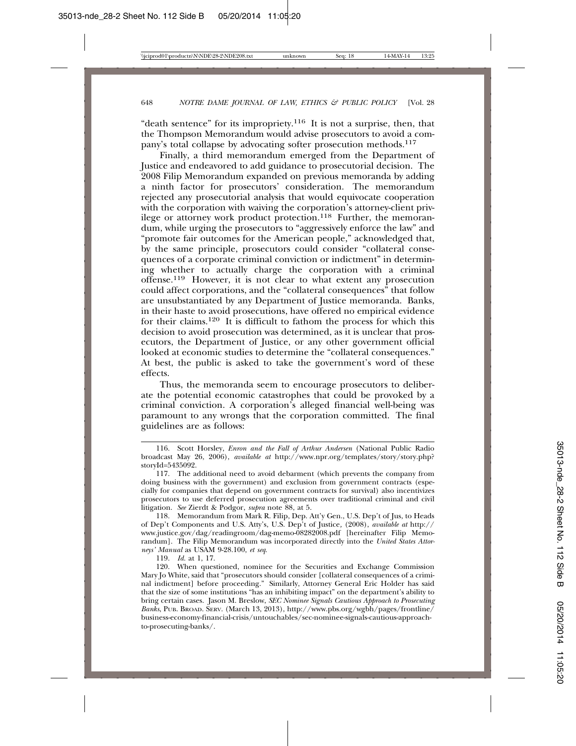"death sentence" for its impropriety.[116] It is not a surprise, then, that the Thompson Memorandum would advise prosecutors to avoid a company's total collapse by advocating softer prosecution methods.[117]

Finally, a third memorandum emerged from the Department of Justice and endeavored to add guidance to prosecutorial decision. The 2008 Filip Memorandum expanded on previous memoranda by adding a ninth factor for prosecutors' consideration. The memorandum rejected any prosecutorial analysis that would equivocate cooperation with the corporation with waiving the corporation's attorney-client privilege or attorney work product protection.[118] Further, the memorandum, while urging the prosecutors to "aggressively enforce the law" and "promote fair outcomes for the American people," acknowledged that, by the same principle, prosecutors could consider "collateral consequences of a corporate criminal conviction or indictment" in determining whether to actually charge the corporation with a criminal offense.[119] However, it is not clear to what extent any prosecution could affect corporations, and the "collateral consequences" that follow are unsubstantiated by any Department of Justice memoranda. Banks, in their haste to avoid prosecutions, have offered no empirical evidence for their claims.[120] It is difficult to fathom the process for which this decision to avoid prosecution was determined, as it is unclear that prosecutors, the Department of Justice, or any other government official looked at economic studies to determine the "collateral consequences." At best, the public is asked to take the government's word of these effects.

Thus, the memoranda seem to encourage prosecutors to deliberate the potential economic catastrophes that could be provoked by a criminal conviction. A corporation's alleged financial well-being was paramount to any wrongs that the corporation committed. The final guidelines are as follows:

---

116. Scott Horsley, *Enron and the Fall of Arthur Andersen* (National Public Radio broadcast May 26, 2006), *available at* http://www.npr.org/templates/story/story.php?storyId=5435092.

117. The additional need to avoid debarment (which prevents the company from doing business with the government) and exclusion from government contracts (especially for companies that depend on government contracts for survival) also incentivizes prosecutors to use deferred prosecution agreements over traditional criminal and civil litigation. *See* Zierdt & Podgor, *supra* note 88, at 5.

118. Memorandum from Mark R. Filip, Dep. Att'y Gen., U.S. Dep't of Jus, to Heads of Dep't Components and U.S. Atty's, U.S. Dep't of Justice, (2008), *available at* http://www.justice.gov/dag/readingroom/dag-memo-08282008.pdf [hereinafter Filip Memorandum]. The Filip Memorandum was incorporated directly into the *United States Attorneys' Manual* as USAM 9-28.100, *et seq*.

119. *Id.* at 1, 17.

120. When questioned, nominee for the Securities and Exchange Commission Mary Jo White, said that "prosecutors should consider [collateral consequences of a criminal indictment] before proceeding." Similarly, Attorney General Eric Holder has said that the size of some institutions "has an inhibiting impact" on the department's ability to bring certain cases. Jason M. Breslow, *SEC Nominee Signals Cautious Approach to Prosecuting Banks*, PUB. BROAD. SERV. (March 13, 2013), http://www.pbs.org/wgbh/pages/frontline/business-economy-financial-crisis/untouchables/sec-nominee-signals-cautious-approach-to-prosecuting-banks/.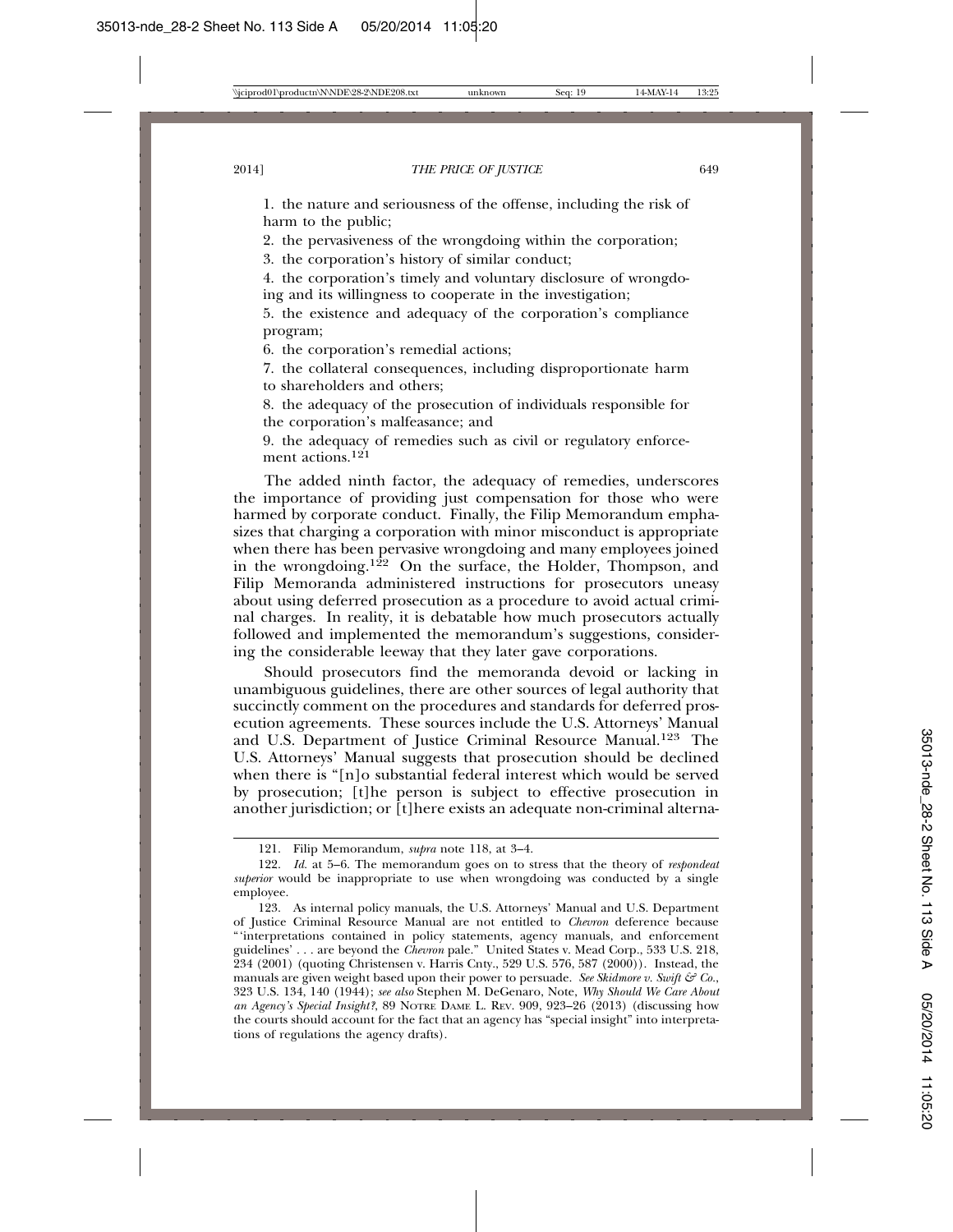1. the nature and seriousness of the offense, including the risk of harm to the public;

2. the pervasiveness of the wrongdoing within the corporation;

3. the corporation's history of similar conduct;

4. the corporation's timely and voluntary disclosure of wrongdoing and its willingness to cooperate in the investigation;

5. the existence and adequacy of the corporation's compliance program;

6. the corporation's remedial actions;

7. the collateral consequences, including disproportionate harm to shareholders and others;

8. the adequacy of the prosecution of individuals responsible for the corporation's malfeasance; and

9. the adequacy of remedies such as civil or regulatory enforcement actions.[121]

The added ninth factor, the adequacy of remedies, underscores the importance of providing just compensation for those who were harmed by corporate conduct. Finally, the Filip Memorandum emphasizes that charging a corporation with minor misconduct is appropriate when there has been pervasive wrongdoing and many employees joined in the wrongdoing.[122] On the surface, the Holder, Thompson, and Filip Memoranda administered instructions for prosecutors uneasy about using deferred prosecution as a procedure to avoid actual criminal charges. In reality, it is debatable how much prosecutors actually followed and implemented the memorandum's suggestions, considering the considerable leeway that they later gave corporations.

Should prosecutors find the memoranda devoid or lacking in unambiguous guidelines, there are other sources of legal authority that succinctly comment on the procedures and standards for deferred prosecution agreements. These sources include the U.S. Attorneys' Manual and U.S. Department of Justice Criminal Resource Manual.[123] The U.S. Attorneys' Manual suggests that prosecution should be declined when there is "[n]o substantial federal interest which would be served by prosecution; [t]he person is subject to effective prosecution in another jurisdiction; or [t]here exists an adequate non-criminal alterna-

---

121. Filip Memorandum, *supra* note 118, at 3–4.

122. *Id.* at 5–6. The memorandum goes on to stress that the theory of *respondeat superior* would be inappropriate to use when wrongdoing was conducted by a single employee.

123. As internal policy manuals, the U.S. Attorneys' Manual and U.S. Department of Justice Criminal Resource Manual are not entitled to *Chevron* deference because "'interpretations contained in policy statements, agency manuals, and enforcement guidelines' . . . are beyond the *Chevron* pale." United States v. Mead Corp., 533 U.S. 218, 234 (2001) (quoting Christensen v. Harris Cnty., 529 U.S. 576, 587 (2000)). Instead, the manuals are given weight based upon their power to persuade. *See Skidmore v. Swift & Co.*, 323 U.S. 134, 140 (1944); *see also* Stephen M. DeGenaro, Note, *Why Should We Care About an Agency's Special Insight?*, 89 NOTRE DAME L. REV. 909, 923–26 (2013) (discussing how the courts should account for the fact that an agency has "special insight" into interpretations of regulations the agency drafts).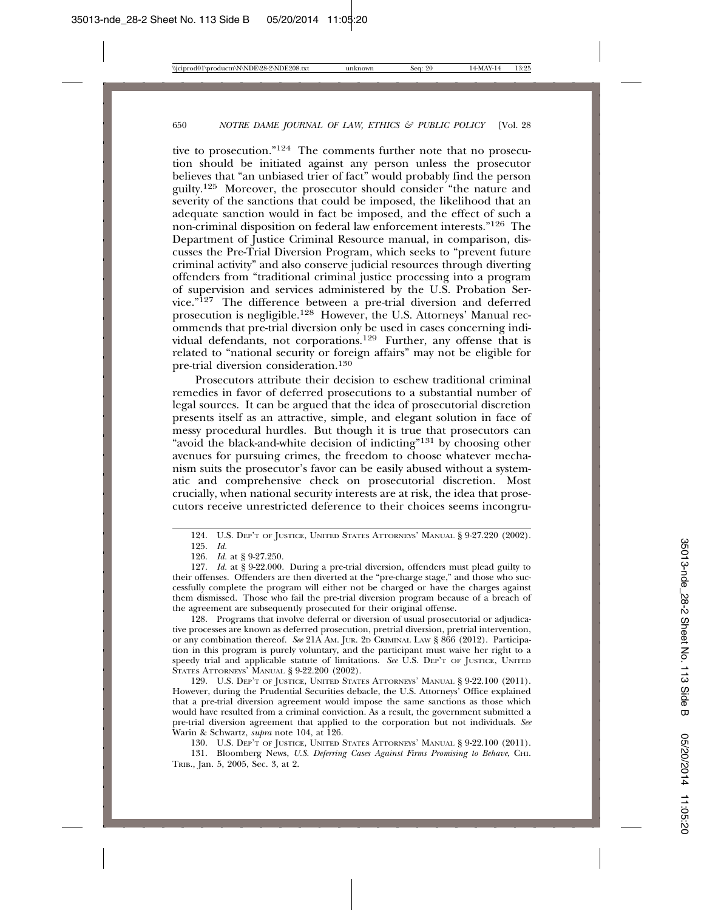tive to prosecution."[124] The comments further note that no prosecution should be initiated against any person unless the prosecutor believes that "an unbiased trier of fact" would probably find the person guilty.[125] Moreover, the prosecutor should consider "the nature and severity of the sanctions that could be imposed, the likelihood that an adequate sanction would in fact be imposed, and the effect of such a non-criminal disposition on federal law enforcement interests."[126] The Department of Justice Criminal Resource manual, in comparison, discusses the Pre-Trial Diversion Program, which seeks to "prevent future criminal activity" and also conserve judicial resources through diverting offenders from "traditional criminal justice processing into a program of supervision and services administered by the U.S. Probation Service."[127] The difference between a pre-trial diversion and deferred prosecution is negligible.[128] However, the U.S. Attorneys' Manual recommends that pre-trial diversion only be used in cases concerning individual defendants, not corporations.[129] Further, any offense that is related to "national security or foreign affairs" may not be eligible for pre-trial diversion consideration.[130]

Prosecutors attribute their decision to eschew traditional criminal remedies in favor of deferred prosecutions to a substantial number of legal sources. It can be argued that the idea of prosecutorial discretion presents itself as an attractive, simple, and elegant solution in face of messy procedural hurdles. But though it is true that prosecutors can "avoid the black-and-white decision of indicting"[131] by choosing other avenues for pursuing crimes, the freedom to choose whatever mechanism suits the prosecutor's favor can be easily abused without a systematic and comprehensive check on prosecutorial discretion. Most crucially, when national security interests are at risk, the idea that prosecutors receive unrestricted deference to their choices seems incongru-

---

124. U.S. DEP'T OF JUSTICE, UNITED STATES ATTORNEYS' MANUAL § 9-27.220 (2002).

125. *Id.*

126. *Id.* at § 9-27.250.

127. *Id.* at § 9-22.000. During a pre-trial diversion, offenders must plead guilty to their offenses. Offenders are then diverted at the "pre-charge stage," and those who successfully complete the program will either not be charged or have the charges against them dismissed. Those who fail the pre-trial diversion program because of a breach of the agreement are subsequently prosecuted for their original offense.

128. Programs that involve deferral or diversion of usual prosecutorial or adjudicative processes are known as deferred prosecution, pretrial diversion, pretrial intervention, or any combination thereof. *See* 21A AM. JUR. 2D CRIMINAL LAW § 866 (2012). Participation in this program is purely voluntary, and the participant must waive her right to a speedy trial and applicable statute of limitations. *See* U.S. DEP'T OF JUSTICE, UNITED STATES ATTORNEYS' MANUAL § 9-22.200 (2002).

129. U.S. DEP'T OF JUSTICE, UNITED STATES ATTORNEYS' MANUAL § 9-22.100 (2011). However, during the Prudential Securities debacle, the U.S. Attorneys' Office explained that a pre-trial diversion agreement would impose the same sanctions as those which would have resulted from a criminal conviction. As a result, the government submitted a pre-trial diversion agreement that applied to the corporation but not individuals. *See* Warin & Schwartz, *supra* note 104, at 126.

130. U.S. DEP'T OF JUSTICE, UNITED STATES ATTORNEYS' MANUAL § 9-22.100 (2011).

131. Bloomberg News, *U.S. Deferring Cases Against Firms Promising to Behave*, CHI. TRIB., Jan. 5, 2005, Sec. 3, at 2.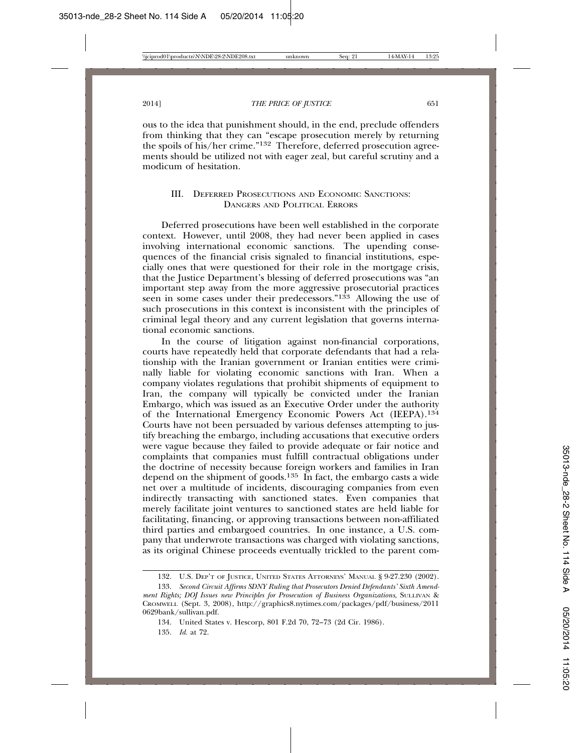ous to the idea that punishment should, in the end, preclude offenders from thinking that they can "escape prosecution merely by returning the spoils of his/her crime."[132] Therefore, deferred prosecution agreements should be utilized not with eager zeal, but careful scrutiny and a modicum of hesitation.

### III. Deferred Prosecutions and Economic Sanctions: Dangers and Political Errors

Deferred prosecutions have been well established in the corporate context. However, until 2008, they had never been applied in cases involving international economic sanctions. The upending consequences of the financial crisis signaled to financial institutions, especially ones that were questioned for their role in the mortgage crisis, that the Justice Department's blessing of deferred prosecutions was "an important step away from the more aggressive prosecutorial practices seen in some cases under their predecessors."[133] Allowing the use of such prosecutions in this context is inconsistent with the principles of criminal legal theory and any current legislation that governs international economic sanctions.

In the course of litigation against non-financial corporations, courts have repeatedly held that corporate defendants that had a relationship with the Iranian government or Iranian entities were criminally liable for violating economic sanctions with Iran. When a company violates regulations that prohibit shipments of equipment to Iran, the company will typically be convicted under the Iranian Embargo, which was issued as an Executive Order under the authority of the International Emergency Economic Powers Act (IEEPA).[134] Courts have not been persuaded by various defenses attempting to justify breaching the embargo, including accusations that executive orders were vague because they failed to provide adequate or fair notice and complaints that companies must fulfill contractual obligations under the doctrine of necessity because foreign workers and families in Iran depend on the shipment of goods.[135] In fact, the embargo casts a wide net over a multitude of incidents, discouraging companies from even indirectly transacting with sanctioned states. Even companies that merely facilitate joint ventures to sanctioned states are held liable for facilitating, financing, or approving transactions between non-affiliated third parties and embargoed countries. In one instance, a U.S. company that underwrote transactions was charged with violating sanctions, as its original Chinese proceeds eventually trickled to the parent com-

---

132. U.S. Dep't of Justice, United States Attorneys' Manual § 9-27.230 (2002).

133. *Second Circuit Affirms SDNY Ruling that Prosecutors Denied Defendants' Sixth Amendment Rights; DOJ Issues new Principles for Prosecution of Business Organizations*, Sullivan & Cromwell (Sept. 3, 2008), http://graphics8.nytimes.com/packages/pdf/business/20110629bank/sullivan.pdf.

134. United States v. Hescorp, 801 F.2d 70, 72–73 (2d Cir. 1986).

135. *Id.* at 72.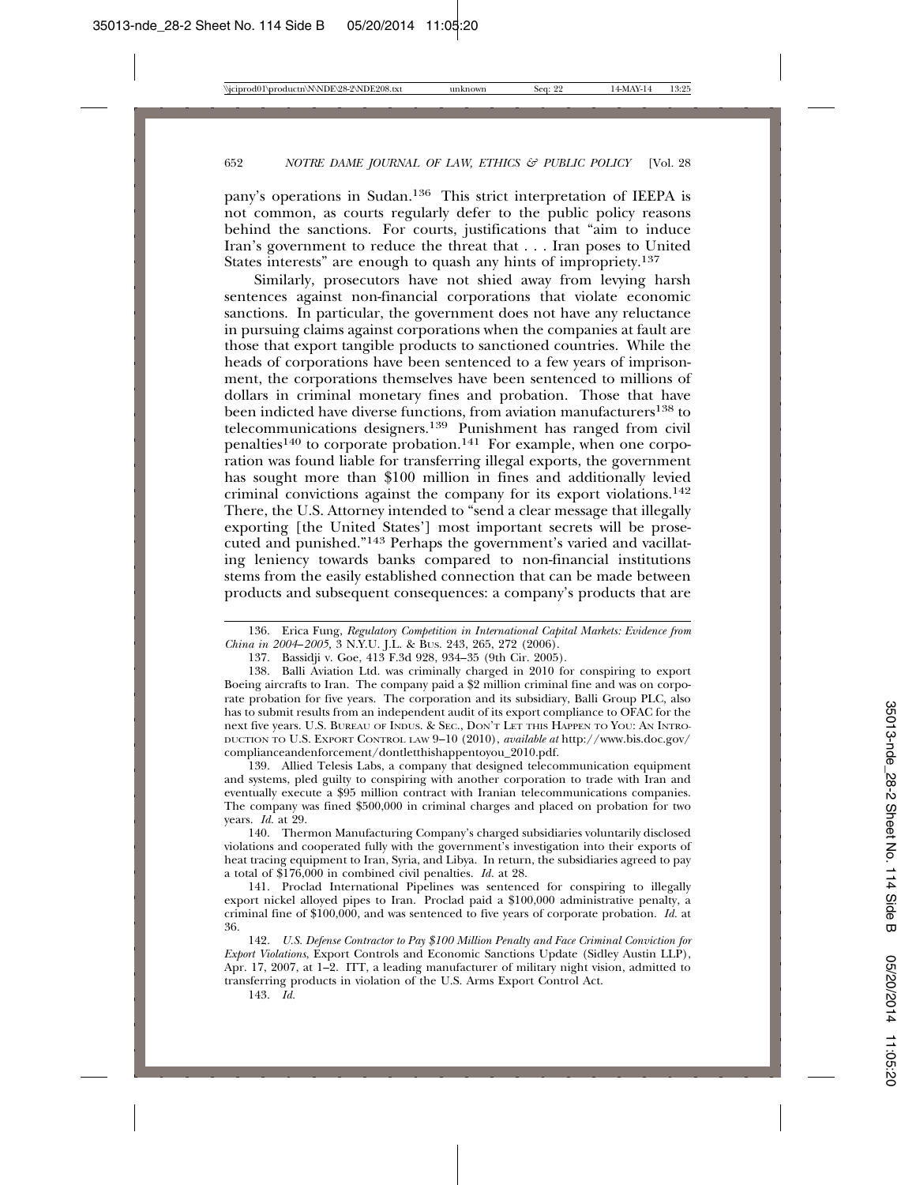pany's operations in Sudan.[136] This strict interpretation of IEEPA is not common, as courts regularly defer to the public policy reasons behind the sanctions. For courts, justifications that "aim to induce Iran's government to reduce the threat that . . . Iran poses to United States interests" are enough to quash any hints of impropriety.[137]

Similarly, prosecutors have not shied away from levying harsh sentences against non-financial corporations that violate economic sanctions. In particular, the government does not have any reluctance in pursuing claims against corporations when the companies at fault are those that export tangible products to sanctioned countries. While the heads of corporations have been sentenced to a few years of imprisonment, the corporations themselves have been sentenced to millions of dollars in criminal monetary fines and probation. Those that have been indicted have diverse functions, from aviation manufacturers[138] to telecommunications designers.[139] Punishment has ranged from civil penalties[140] to corporate probation.[141] For example, when one corporation was found liable for transferring illegal exports, the government has sought more than $100 million in fines and additionally levied criminal convictions against the company for its export violations.[142] There, the U.S. Attorney intended to "send a clear message that illegally exporting [the United States'] most important secrets will be prosecuted and punished."[143] Perhaps the government's varied and vacillating leniency towards banks compared to non-financial institutions stems from the easily established connection that can be made between products and subsequent consequences: a company's products that are

---

136. Erica Fung, *Regulatory Competition in International Capital Markets: Evidence from China in 2004–2005*, 3 N.Y.U. J.L. & Bus. 243, 265, 272 (2006).

137. Bassidji v. Goe, 413 F.3d 928, 934–35 (9th Cir. 2005).

138. Balli Aviation Ltd. was criminally charged in 2010 for conspiring to export Boeing aircrafts to Iran. The company paid a $2 million criminal fine and was on corporate probation for five years. The corporation and its subsidiary, Balli Group PLC, also has to submit results from an independent audit of its export compliance to OFAC for the next five years. U.S. Bureau of Indus. & Sec., Don't Let this Happen to You: An Introduction to U.S. Export Control law 9–10 (2010), *available at* http://www.bis.doc.gov/complianceandenforcement/dontletthishappentoyou_2010.pdf.

139. Allied Telesis Labs, a company that designed telecommunication equipment and systems, pled guilty to conspiring with another corporation to trade with Iran and eventually execute a $95 million contract with Iranian telecommunications companies. The company was fined $500,000 in criminal charges and placed on probation for two years. *Id.* at 29.

140. Thermon Manufacturing Company's charged subsidiaries voluntarily disclosed violations and cooperated fully with the government's investigation into their exports of heat tracing equipment to Iran, Syria, and Libya. In return, the subsidiaries agreed to pay a total of $176,000 in combined civil penalties. *Id.* at 28.

141. Proclad International Pipelines was sentenced for conspiring to illegally export nickel alloyed pipes to Iran. Proclad paid a $100,000 administrative penalty, a criminal fine of $100,000, and was sentenced to five years of corporate probation. *Id.* at 36.

142. *U.S. Defense Contractor to Pay $100 Million Penalty and Face Criminal Conviction for Export Violations*, Export Controls and Economic Sanctions Update (Sidley Austin LLP), Apr. 17, 2007, at 1–2. ITT, a leading manufacturer of military night vision, admitted to transferring products in violation of the U.S. Arms Export Control Act.

143. *Id.*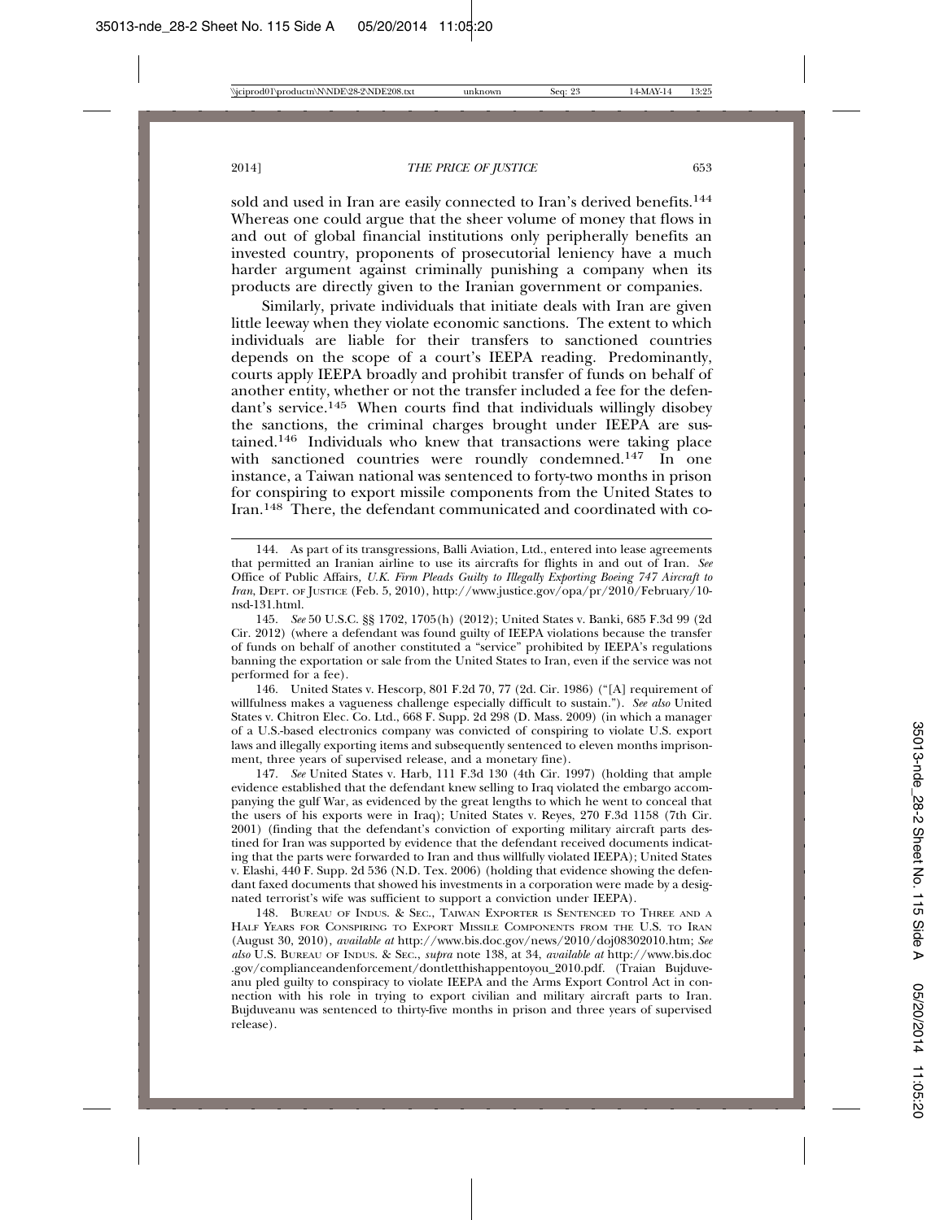sold and used in Iran are easily connected to Iran's derived benefits.[144] Whereas one could argue that the sheer volume of money that flows in and out of global financial institutions only peripherally benefits an invested country, proponents of prosecutorial leniency have a much harder argument against criminally punishing a company when its products are directly given to the Iranian government or companies.

Similarly, private individuals that initiate deals with Iran are given little leeway when they violate economic sanctions. The extent to which individuals are liable for their transfers to sanctioned countries depends on the scope of a court's IEEPA reading. Predominantly, courts apply IEEPA broadly and prohibit transfer of funds on behalf of another entity, whether or not the transfer included a fee for the defendant's service.[145] When courts find that individuals willingly disobey the sanctions, the criminal charges brought under IEEPA are sustained.[146] Individuals who knew that transactions were taking place with sanctioned countries were roundly condemned.[147] In one instance, a Taiwan national was sentenced to forty-two months in prison for conspiring to export missile components from the United States to Iran.[148] There, the defendant communicated and coordinated with co-

---

144. As part of its transgressions, Balli Aviation, Ltd., entered into lease agreements that permitted an Iranian airline to use its aircrafts for flights in and out of Iran. *See* Office of Public Affairs, *U.K. Firm Pleads Guilty to Illegally Exporting Boeing 747 Aircraft to Iran*, DEPT. OF JUSTICE (Feb. 5, 2010), http://www.justice.gov/opa/pr/2010/February/10-nsd-131.html.

145. *See* 50 U.S.C. §§ 1702, 1705(h) (2012); United States v. Banki, 685 F.3d 99 (2d Cir. 2012) (where a defendant was found guilty of IEEPA violations because the transfer of funds on behalf of another constituted a "service" prohibited by IEEPA's regulations banning the exportation or sale from the United States to Iran, even if the service was not performed for a fee).

146. United States v. Hescorp, 801 F.2d 70, 77 (2d. Cir. 1986) ("[A] requirement of willfulness makes a vagueness challenge especially difficult to sustain."). *See also* United States v. Chitron Elec. Co. Ltd., 668 F. Supp. 2d 298 (D. Mass. 2009) (in which a manager of a U.S.-based electronics company was convicted of conspiring to violate U.S. export laws and illegally exporting items and subsequently sentenced to eleven months imprisonment, three years of supervised release, and a monetary fine).

147. *See* United States v. Harb, 111 F.3d 130 (4th Cir. 1997) (holding that ample evidence established that the defendant knew selling to Iraq violated the embargo accompanying the gulf War, as evidenced by the great lengths to which he went to conceal that the users of his exports were in Iraq); United States v. Reyes, 270 F.3d 1158 (7th Cir. 2001) (finding that the defendant's conviction of exporting military aircraft parts destined for Iran was supported by evidence that the defendant received documents indicating that the parts were forwarded to Iran and thus willfully violated IEEPA); United States v. Elashi, 440 F. Supp. 2d 536 (N.D. Tex. 2006) (holding that evidence showing the defendant faxed documents that showed his investments in a corporation were made by a designated terrorist's wife was sufficient to support a conviction under IEEPA).

148. BUREAU OF INDUS. & SEC., TAIWAN EXPORTER IS SENTENCED TO THREE AND A HALF YEARS FOR CONSPIRING TO EXPORT MISSILE COMPONENTS FROM THE U.S. TO IRAN (August 30, 2010), *available at* http://www.bis.doc.gov/news/2010/doj08302010.htm; *See also* U.S. BUREAU OF INDUS. & SEC., *supra* note 138, at 34, *available at* http://www.bis.doc.gov/complianceandenforcement/dontletthishappentoyou_2010.pdf. (Traian Bujduveanu pled guilty to conspiracy to violate IEEPA and the Arms Export Control Act in connection with his role in trying to export civilian and military aircraft parts to Iran. Bujduveanu was sentenced to thirty-five months in prison and three years of supervised release).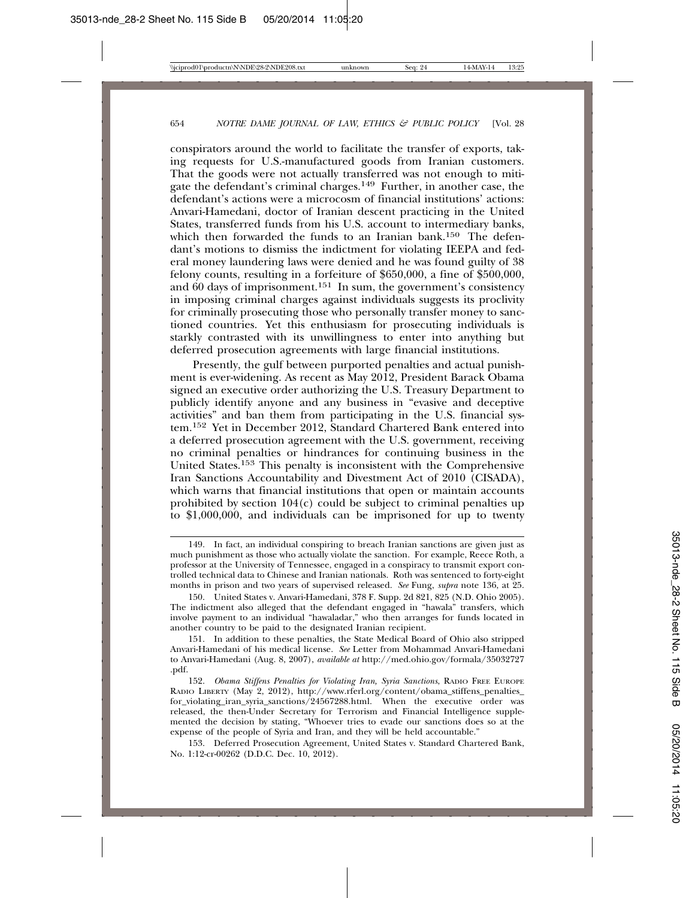conspirators around the world to facilitate the transfer of exports, taking requests for U.S.-manufactured goods from Iranian customers. That the goods were not actually transferred was not enough to mitigate the defendant's criminal charges.[149] Further, in another case, the defendant's actions were a microcosm of financial institutions' actions: Anvari-Hamedani, doctor of Iranian descent practicing in the United States, transferred funds from his U.S. account to intermediary banks, which then forwarded the funds to an Iranian bank.[150] The defendant's motions to dismiss the indictment for violating IEEPA and federal money laundering laws were denied and he was found guilty of 38 felony counts, resulting in a forfeiture of $650,000, a fine of $500,000, and 60 days of imprisonment.[151] In sum, the government's consistency in imposing criminal charges against individuals suggests its proclivity for criminally prosecuting those who personally transfer money to sanctioned countries. Yet this enthusiasm for prosecuting individuals is starkly contrasted with its unwillingness to enter into anything but deferred prosecution agreements with large financial institutions.

Presently, the gulf between purported penalties and actual punishment is ever-widening. As recent as May 2012, President Barack Obama signed an executive order authorizing the U.S. Treasury Department to publicly identify anyone and any business in "evasive and deceptive activities" and ban them from participating in the U.S. financial system.[152] Yet in December 2012, Standard Chartered Bank entered into a deferred prosecution agreement with the U.S. government, receiving no criminal penalties or hindrances for continuing business in the United States.[153] This penalty is inconsistent with the Comprehensive Iran Sanctions Accountability and Divestment Act of 2010 (CISADA), which warns that financial institutions that open or maintain accounts prohibited by section 104(c) could be subject to criminal penalties up to $1,000,000, and individuals can be imprisoned for up to twenty

---

149. In fact, an individual conspiring to breach Iranian sanctions are given just as much punishment as those who actually violate the sanction. For example, Reece Roth, a professor at the University of Tennessee, engaged in a conspiracy to transmit export controlled technical data to Chinese and Iranian nationals. Roth was sentenced to forty-eight months in prison and two years of supervised released. *See* Fung, *supra* note 136, at 25.

150. United States v. Anvari-Hamedani, 378 F. Supp. 2d 821, 825 (N.D. Ohio 2005). The indictment also alleged that the defendant engaged in "hawala" transfers, which involve payment to an individual "hawaladar," who then arranges for funds located in another country to be paid to the designated Iranian recipient.

151. In addition to these penalties, the State Medical Board of Ohio also stripped Anvari-Hamedani of his medical license. *See* Letter from Mohammad Anvari-Hamedani to Anvari-Hamedani (Aug. 8, 2007), *available at* http://med.ohio.gov/formala/35032727.pdf.

152. *Obama Stiffens Penalties for Violating Iran, Syria Sanctions*, RADIO FREE EUROPE RADIO LIBERTY (May 2, 2012), http://www.rferl.org/content/obama_stiffens_penalties_for_violating_iran_syria_sanctions/24567288.html. When the executive order was released, the then-Under Secretary for Terrorism and Financial Intelligence supplemented the decision by stating, "Whoever tries to evade our sanctions does so at the expense of the people of Syria and Iran, and they will be held accountable."

153. Deferred Prosecution Agreement, United States v. Standard Chartered Bank, No. 1:12-cr-00262 (D.D.C. Dec. 10, 2012).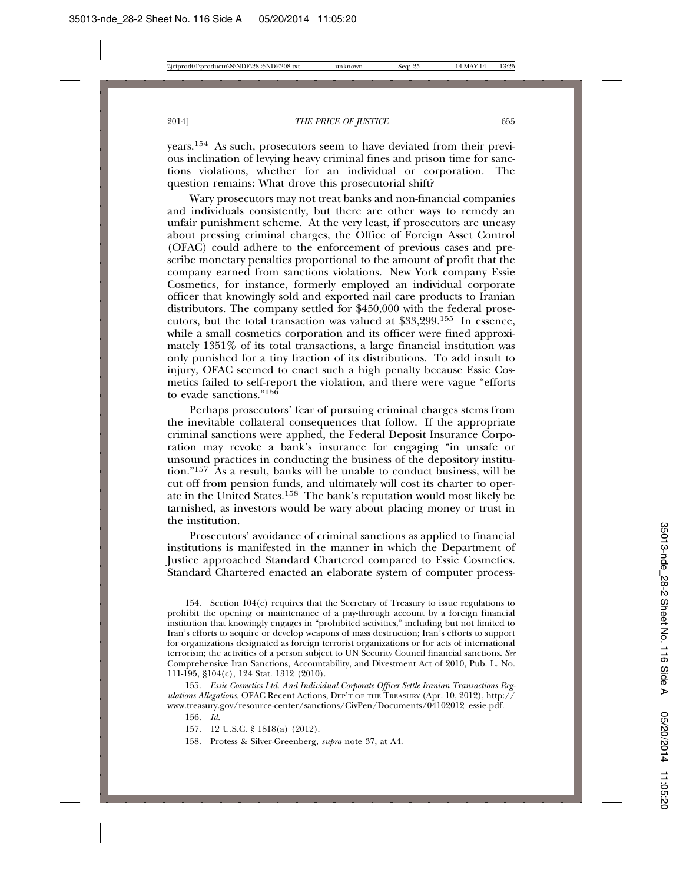years.[154] As such, prosecutors seem to have deviated from their previous inclination of levying heavy criminal fines and prison time for sanctions violations, whether for an individual or corporation. The question remains: What drove this prosecutorial shift?

Wary prosecutors may not treat banks and non-financial companies and individuals consistently, but there are other ways to remedy an unfair punishment scheme. At the very least, if prosecutors are uneasy about pressing criminal charges, the Office of Foreign Asset Control (OFAC) could adhere to the enforcement of previous cases and prescribe monetary penalties proportional to the amount of profit that the company earned from sanctions violations. New York company Essie Cosmetics, for instance, formerly employed an individual corporate officer that knowingly sold and exported nail care products to Iranian distributors. The company settled for $450,000 with the federal prosecutors, but the total transaction was valued at $33,299.[155] In essence, while a small cosmetics corporation and its officer were fined approximately 1351% of its total transactions, a large financial institution was only punished for a tiny fraction of its distributions. To add insult to injury, OFAC seemed to enact such a high penalty because Essie Cosmetics failed to self-report the violation, and there were vague "efforts to evade sanctions."[156]

Perhaps prosecutors' fear of pursuing criminal charges stems from the inevitable collateral consequences that follow. If the appropriate criminal sanctions were applied, the Federal Deposit Insurance Corporation may revoke a bank's insurance for engaging "in unsafe or unsound practices in conducting the business of the depository institution."[157] As a result, banks will be unable to conduct business, will be cut off from pension funds, and ultimately will cost its charter to operate in the United States.[158] The bank's reputation would most likely be tarnished, as investors would be wary about placing money or trust in the institution.

Prosecutors' avoidance of criminal sanctions as applied to financial institutions is manifested in the manner in which the Department of Justice approached Standard Chartered compared to Essie Cosmetics. Standard Chartered enacted an elaborate system of computer process-

---

154. Section 104(c) requires that the Secretary of Treasury to issue regulations to prohibit the opening or maintenance of a pay-through account by a foreign financial institution that knowingly engages in "prohibited activities," including but not limited to Iran's efforts to acquire or develop weapons of mass destruction; Iran's efforts to support for organizations designated as foreign terrorist organizations or for acts of international terrorism; the activities of a person subject to UN Security Council financial sanctions. *See* Comprehensive Iran Sanctions, Accountability, and Divestment Act of 2010, Pub. L. No. 111-195, §104(c), 124 Stat. 1312 (2010).

155. *Essie Cosmetics Ltd. And Individual Corporate Officer Settle Iranian Transactions Regulations Allegations,* OFAC Recent Actions, DEP'T OF THE TREASURY (Apr. 10, 2012), http://www.treasury.gov/resource-center/sanctions/CivPen/Documents/04102012_essie.pdf.

156. *Id.*

157. 12 U.S.C. § 1818(a) (2012).

158. Protess & Silver-Greenberg, *supra* note 37, at A4.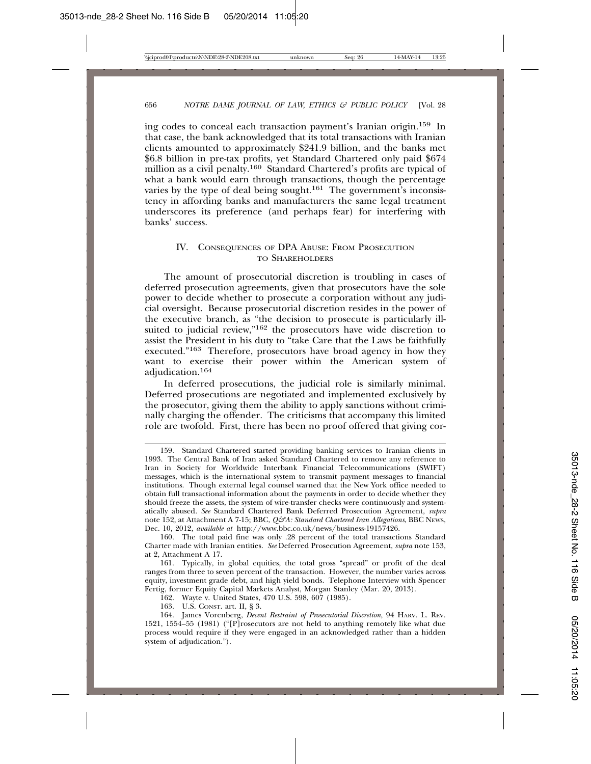ing codes to conceal each transaction payment's Iranian origin.[159] In that case, the bank acknowledged that its total transactions with Iranian clients amounted to approximately $241.9 billion, and the banks met $6.8 billion in pre-tax profits, yet Standard Chartered only paid $674 million as a civil penalty.[160] Standard Chartered's profits are typical of what a bank would earn through transactions, though the percentage varies by the type of deal being sought.[161] The government's inconsistency in affording banks and manufacturers the same legal treatment underscores its preference (and perhaps fear) for interfering with banks' success.

## IV. Consequences of DPA Abuse: From Prosecution to Shareholders

The amount of prosecutorial discretion is troubling in cases of deferred prosecution agreements, given that prosecutors have the sole power to decide whether to prosecute a corporation without any judicial oversight. Because prosecutorial discretion resides in the power of the executive branch, as "the decision to prosecute is particularly ill-suited to judicial review,"[162] the prosecutors have wide discretion to assist the President in his duty to "take Care that the Laws be faithfully executed."[163] Therefore, prosecutors have broad agency in how they want to exercise their power within the American system of adjudication.[164]

In deferred prosecutions, the judicial role is similarly minimal. Deferred prosecutions are negotiated and implemented exclusively by the prosecutor, giving them the ability to apply sanctions without criminally charging the offender. The criticisms that accompany this limited role are twofold. First, there has been no proof offered that giving cor-

---

159. Standard Chartered started providing banking services to Iranian clients in 1993. The Central Bank of Iran asked Standard Chartered to remove any reference to Iran in Society for Worldwide Interbank Financial Telecommunications (SWIFT) messages, which is the international system to transmit payment messages to financial institutions. Though external legal counsel warned that the New York office needed to obtain full transactional information about the payments in order to decide whether they should freeze the assets, the system of wire-transfer checks were continuously and systematically abused. *See* Standard Chartered Bank Deferred Prosecution Agreement, *supra* note 152, at Attachment A 7-15; BBC, *Q&A: Standard Chartered Iran Allegations*, BBC News, Dec. 10, 2012, *available at* http://www.bbc.co.uk/news/business-19157426.

160. The total paid fine was only .28 percent of the total transactions Standard Charter made with Iranian entities. *See* Deferred Prosecution Agreement, *supra* note 153, at 2, Attachment A 17.

161. Typically, in global equities, the total gross "spread" or profit of the deal ranges from three to seven percent of the transaction. However, the number varies across equity, investment grade debt, and high yield bonds. Telephone Interview with Spencer Fertig, former Equity Capital Markets Analyst, Morgan Stanley (Mar. 20, 2013).

162. Wayte v. United States, 470 U.S. 598, 607 (1985).

163. U.S. Const. art. II, § 3.

164. James Vorenberg, *Decent Restraint of Prosecutorial Discretion*, 94 Harv. L. Rev. 1521, 1554–55 (1981) ("[P]rosecutors are not held to anything remotely like what due process would require if they were engaged in an acknowledged rather than a hidden system of adjudication.").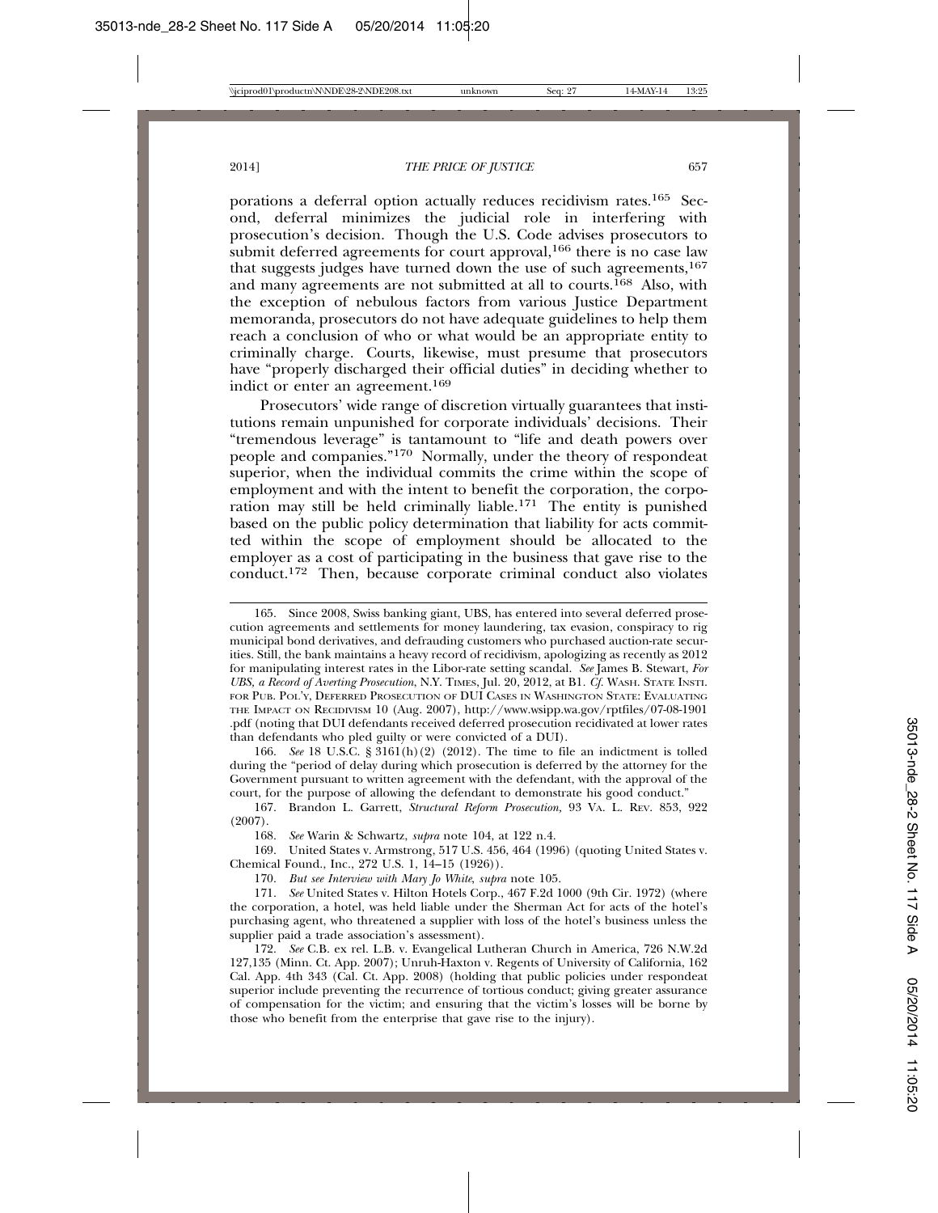porations a deferral option actually reduces recidivism rates.[165] Second, deferral minimizes the judicial role in interfering with prosecution's decision. Though the U.S. Code advises prosecutors to submit deferred agreements for court approval,[166] there is no case law that suggests judges have turned down the use of such agreements,[167] and many agreements are not submitted at all to courts.[168] Also, with the exception of nebulous factors from various Justice Department memoranda, prosecutors do not have adequate guidelines to help them reach a conclusion of who or what would be an appropriate entity to criminally charge. Courts, likewise, must presume that prosecutors have "properly discharged their official duties" in deciding whether to indict or enter an agreement.[169]

Prosecutors' wide range of discretion virtually guarantees that institutions remain unpunished for corporate individuals' decisions. Their "tremendous leverage" is tantamount to "life and death powers over people and companies."[170] Normally, under the theory of respondeat superior, when the individual commits the crime within the scope of employment and with the intent to benefit the corporation, the corporation may still be held criminally liable.[171] The entity is punished based on the public policy determination that liability for acts committed within the scope of employment should be allocated to the employer as a cost of participating in the business that gave rise to the conduct.[172] Then, because corporate criminal conduct also violates

---

165. Since 2008, Swiss banking giant, UBS, has entered into several deferred prosecution agreements and settlements for money laundering, tax evasion, conspiracy to rig municipal bond derivatives, and defrauding customers who purchased auction-rate securities. Still, the bank maintains a heavy record of recidivism, apologizing as recently as 2012 for manipulating interest rates in the Libor-rate setting scandal. *See* James B. Stewart, *For UBS, a Record of Averting Prosecution*, N.Y. TIMES, Jul. 20, 2012, at B1. *Cf.* WASH. STATE INSTI. FOR PUB. POL'Y, DEFERRED PROSECUTION OF DUI CASES IN WASHINGTON STATE: EVALUATING THE IMPACT ON RECIDIVISM 10 (Aug. 2007), http://www.wsipp.wa.gov/rptfiles/07-08-1901.pdf (noting that DUI defendants received deferred prosecution recidivated at lower rates than defendants who pled guilty or were convicted of a DUI).

166. *See* 18 U.S.C. § 3161(h)(2) (2012). The time to file an indictment is tolled during the "period of delay during which prosecution is deferred by the attorney for the Government pursuant to written agreement with the defendant, with the approval of the court, for the purpose of allowing the defendant to demonstrate his good conduct."

167. Brandon L. Garrett, *Structural Reform Prosecution,* 93 VA. L. REV. 853, 922 (2007).

168. *See* Warin & Schwartz, *supra* note 104, at 122 n.4.

169. United States v. Armstrong, 517 U.S. 456, 464 (1996) (quoting United States v. Chemical Found., Inc., 272 U.S. 1, 14–15 (1926)).

170. *But see Interview with Mary Jo White*, *supra* note 105.

171. *See* United States v. Hilton Hotels Corp., 467 F.2d 1000 (9th Cir. 1972) (where the corporation, a hotel, was held liable under the Sherman Act for acts of the hotel's purchasing agent, who threatened a supplier with loss of the hotel's business unless the supplier paid a trade association's assessment).

172. *See* C.B. ex rel. L.B. v. Evangelical Lutheran Church in America, 726 N.W.2d 127,135 (Minn. Ct. App. 2007); Unruh-Haxton v. Regents of University of California, 162 Cal. App. 4th 343 (Cal. Ct. App. 2008) (holding that public policies under respondeat superior include preventing the recurrence of tortious conduct; giving greater assurance of compensation for the victim; and ensuring that the victim's losses will be borne by those who benefit from the enterprise that gave rise to the injury).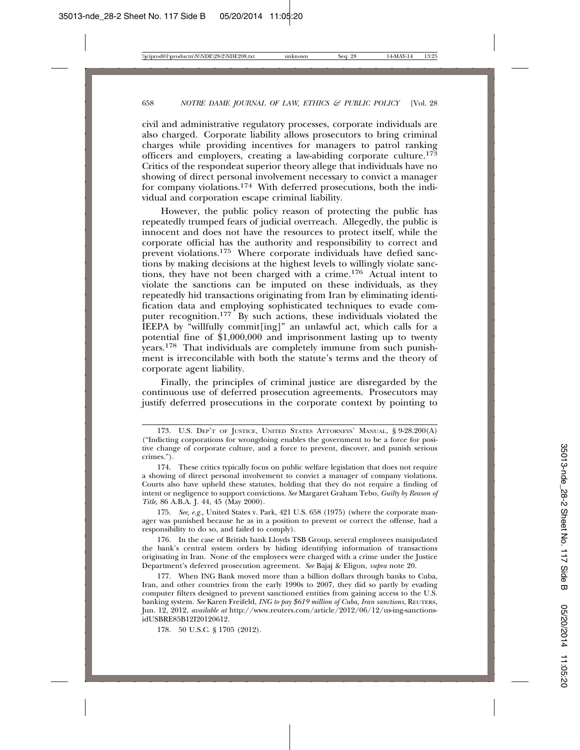civil and administrative regulatory processes, corporate individuals are also charged. Corporate liability allows prosecutors to bring criminal charges while providing incentives for managers to patrol ranking officers and employers, creating a law-abiding corporate culture.[173] Critics of the respondeat superior theory allege that individuals have no showing of direct personal involvement necessary to convict a manager for company violations.[174] With deferred prosecutions, both the individual and corporation escape criminal liability.

However, the public policy reason of protecting the public has repeatedly trumped fears of judicial overreach. Allegedly, the public is innocent and does not have the resources to protect itself, while the corporate official has the authority and responsibility to correct and prevent violations.[175] Where corporate individuals have defied sanctions by making decisions at the highest levels to willingly violate sanctions, they have not been charged with a crime.[176] Actual intent to violate the sanctions can be imputed on these individuals, as they repeatedly hid transactions originating from Iran by eliminating identification data and employing sophisticated techniques to evade computer recognition.[177] By such actions, these individuals violated the IEEPA by "willfully commit[ing]" an unlawful act, which calls for a potential fine of $1,000,000 and imprisonment lasting up to twenty years.[178] That individuals are completely immune from such punishment is irreconcilable with both the statute's terms and the theory of corporate agent liability.

Finally, the principles of criminal justice are disregarded by the continuous use of deferred prosecution agreements. Prosecutors may justify deferred prosecutions in the corporate context by pointing to

---

173. U.S. DEP'T OF JUSTICE, UNITED STATES ATTORNEYS' MANUAL, § 9-28.200(A) ("Indicting corporations for wrongdoing enables the government to be a force for positive change of corporate culture, and a force to prevent, discover, and punish serious crimes.").

174. These critics typically focus on public welfare legislation that does not require a showing of direct personal involvement to convict a manager of company violations. Courts also have upheld these statutes, holding that they do not require a finding of intent or negligence to support convictions. *See* Margaret Graham Tebo, *Guilty by Reason of Title*, 86 A.B.A. J. 44, 45 (May 2000).

175. *See, e.g.*, United States v. Park, 421 U.S. 658 (1975) (where the corporate manager was punished because he as in a position to prevent or correct the offense, had a responsibility to do so, and failed to comply).

176. In the case of British bank Lloyds TSB Group, several employees manipulated the bank's central system orders by hiding identifying information of transactions originating in Iran. None of the employees were charged with a crime under the Justice Department's deferred prosecution agreement. *See* Bajaj & Eligon, *supra* note 20.

177. When ING Bank moved more than a billion dollars through banks to Cuba, Iran, and other countries from the early 1990s to 2007, they did so partly by evading computer filters designed to prevent sanctioned entities from gaining access to the U.S. banking system. *See* Karen Freifeld, *ING to pay $619 million of Cuba, Iran sanctions*, REUTERS, Jun. 12, 2012, *available at* http://www.reuters.com/article/2012/06/12/us-ing-sanctions-idUSBRE85B12I20120612.

178. 50 U.S.C. § 1705 (2012).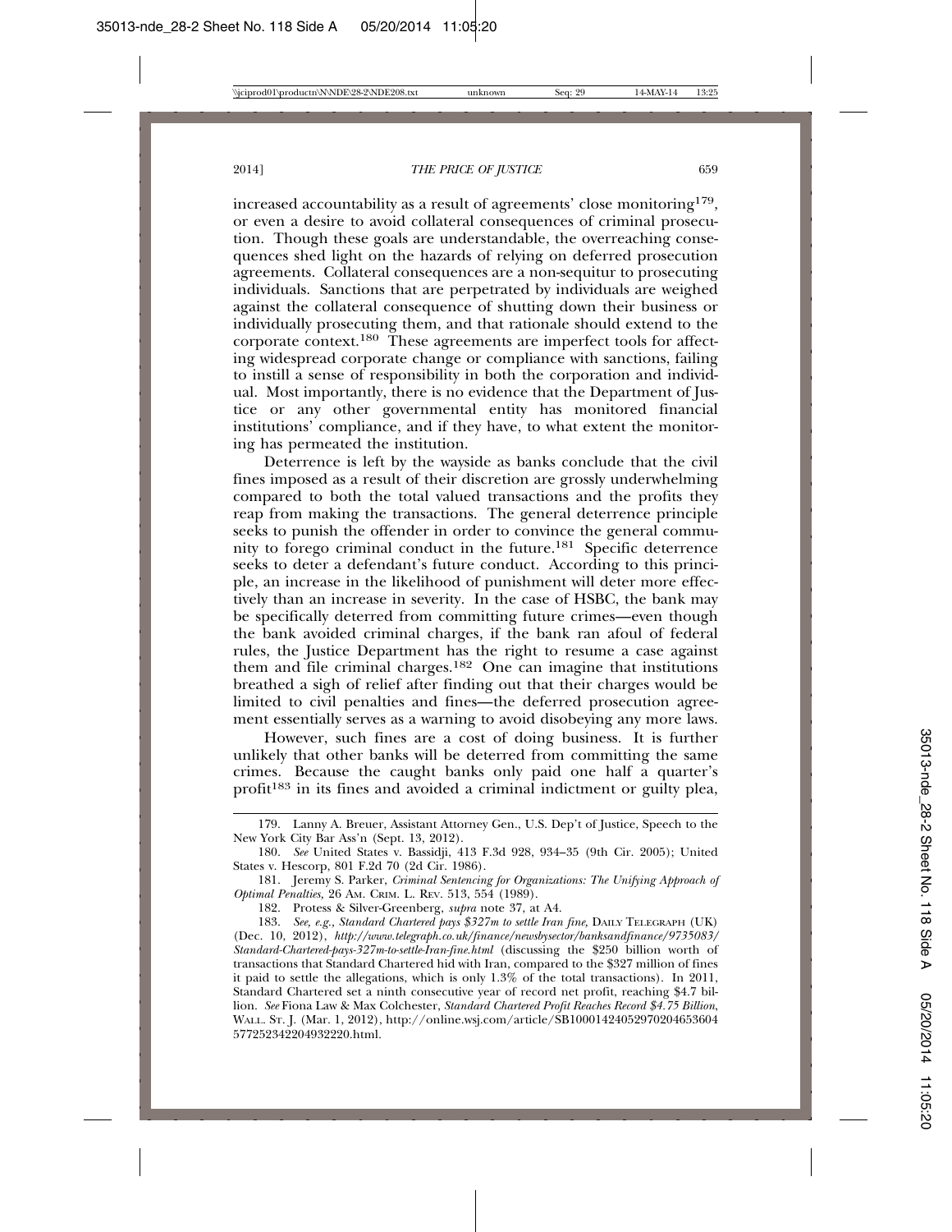increased accountability as a result of agreements' close monitoring[179], or even a desire to avoid collateral consequences of criminal prosecution. Though these goals are understandable, the overreaching consequences shed light on the hazards of relying on deferred prosecution agreements. Collateral consequences are a non-sequitur to prosecuting individuals. Sanctions that are perpetrated by individuals are weighed against the collateral consequence of shutting down their business or individually prosecuting them, and that rationale should extend to the corporate context.[180] These agreements are imperfect tools for affecting widespread corporate change or compliance with sanctions, failing to instill a sense of responsibility in both the corporation and individual. Most importantly, there is no evidence that the Department of Justice or any other governmental entity has monitored financial institutions' compliance, and if they have, to what extent the monitoring has permeated the institution.

Deterrence is left by the wayside as banks conclude that the civil fines imposed as a result of their discretion are grossly underwhelming compared to both the total valued transactions and the profits they reap from making the transactions. The general deterrence principle seeks to punish the offender in order to convince the general community to forego criminal conduct in the future.[181] Specific deterrence seeks to deter a defendant's future conduct. According to this principle, an increase in the likelihood of punishment will deter more effectively than an increase in severity. In the case of HSBC, the bank may be specifically deterred from committing future crimes—even though the bank avoided criminal charges, if the bank ran afoul of federal rules, the Justice Department has the right to resume a case against them and file criminal charges.[182] One can imagine that institutions breathed a sigh of relief after finding out that their charges would be limited to civil penalties and fines—the deferred prosecution agreement essentially serves as a warning to avoid disobeying any more laws.

However, such fines are a cost of doing business. It is further unlikely that other banks will be deterred from committing the same crimes. Because the caught banks only paid one half a quarter's profit[183] in its fines and avoided a criminal indictment or guilty plea,

---

179. Lanny A. Breuer, Assistant Attorney Gen., U.S. Dep't of Justice, Speech to the New York City Bar Ass'n (Sept. 13, 2012).

180. *See* United States v. Bassidji, 413 F.3d 928, 934–35 (9th Cir. 2005); United States v. Hescorp, 801 F.2d 70 (2d Cir. 1986).

181. Jeremy S. Parker, *Criminal Sentencing for Organizations: The Unifying Approach of Optimal Penalties*, 26 AM. CRIM. L. REV. 513, 554 (1989).

182. Protess & Silver-Greenberg, *supra* note 37, at A4.

183. *See, e.g.*, *Standard Chartered pays $327m to settle Iran fine*, DAILY TELEGRAPH (UK) (Dec. 10, 2012), *http://www.telegraph.co.uk/finance/newsbysector/banksandfinance/9735083/Standard-Chartered-pays-327m-to-settle-Iran-fine.html* (discussing the $250 billion worth of transactions that Standard Chartered hid with Iran, compared to the $327 million of fines it paid to settle the allegations, which is only 1.3% of the total transactions). In 2011, Standard Chartered set a ninth consecutive year of record net profit, reaching $4.7 billion. *See* Fiona Law & Max Colchester, *Standard Chartered Profit Reaches Record $4.75 Billion*, WALL. ST. J. (Mar. 1, 2012), http://online.wsj.com/article/SB10001424052970204653604577252342204932220.html.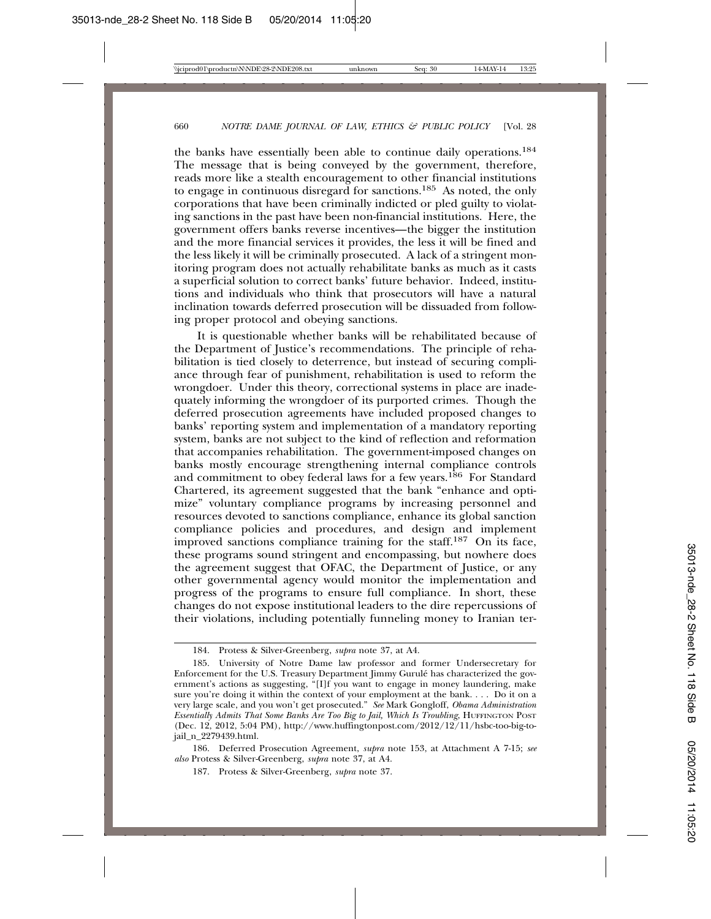the banks have essentially been able to continue daily operations.[184] The message that is being conveyed by the government, therefore, reads more like a stealth encouragement to other financial institutions to engage in continuous disregard for sanctions.[185] As noted, the only corporations that have been criminally indicted or pled guilty to violating sanctions in the past have been non-financial institutions. Here, the government offers banks reverse incentives—the bigger the institution and the more financial services it provides, the less it will be fined and the less likely it will be criminally prosecuted. A lack of a stringent monitoring program does not actually rehabilitate banks as much as it casts a superficial solution to correct banks' future behavior. Indeed, institutions and individuals who think that prosecutors will have a natural inclination towards deferred prosecution will be dissuaded from following proper protocol and obeying sanctions.

It is questionable whether banks will be rehabilitated because of the Department of Justice's recommendations. The principle of rehabilitation is tied closely to deterrence, but instead of securing compliance through fear of punishment, rehabilitation is used to reform the wrongdoer. Under this theory, correctional systems in place are inadequately informing the wrongdoer of its purported crimes. Though the deferred prosecution agreements have included proposed changes to banks' reporting system and implementation of a mandatory reporting system, banks are not subject to the kind of reflection and reformation that accompanies rehabilitation. The government-imposed changes on banks mostly encourage strengthening internal compliance controls and commitment to obey federal laws for a few years.[186] For Standard Chartered, its agreement suggested that the bank "enhance and optimize" voluntary compliance programs by increasing personnel and resources devoted to sanctions compliance, enhance its global sanction compliance policies and procedures, and design and implement improved sanctions compliance training for the staff.[187] On its face, these programs sound stringent and encompassing, but nowhere does the agreement suggest that OFAC, the Department of Justice, or any other governmental agency would monitor the implementation and progress of the programs to ensure full compliance. In short, these changes do not expose institutional leaders to the dire repercussions of their violations, including potentially funneling money to Iranian ter-

---

184. Protess & Silver-Greenberg, *supra* note 37, at A4.

185. University of Notre Dame law professor and former Undersecretary for Enforcement for the U.S. Treasury Department Jimmy Gurulé has characterized the government's actions as suggesting, "[I]f you want to engage in money laundering, make sure you're doing it within the context of your employment at the bank. . . . Do it on a very large scale, and you won't get prosecuted." *See* Mark Gongloff, *Obama Administration Essentially Admits That Some Banks Are Too Big to Jail, Which Is Troubling*, HUFFINGTON POST (Dec. 12, 2012, 5:04 PM), http://www.huffingtonpost.com/2012/12/11/hsbc-too-big-to-jail_n_2279439.html.

186. Deferred Prosecution Agreement, *supra* note 153, at Attachment A 7-15; *see also* Protess & Silver-Greenberg, *supra* note 37, at A4.

187. Protess & Silver-Greenberg, *supra* note 37.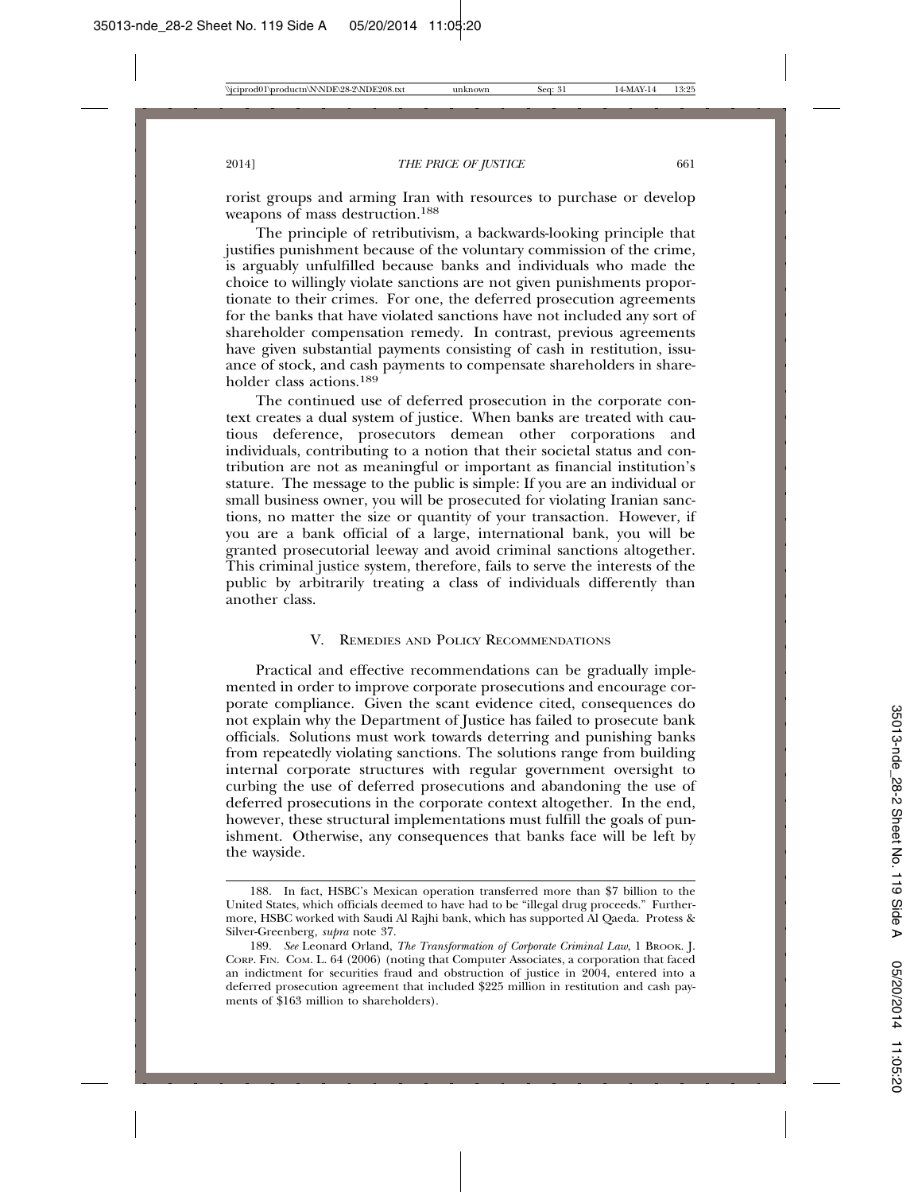rorist groups and arming Iran with resources to purchase or develop weapons of mass destruction.[188]

The principle of retributivism, a backwards-looking principle that justifies punishment because of the voluntary commission of the crime, is arguably unfulfilled because banks and individuals who made the choice to willingly violate sanctions are not given punishments proportionate to their crimes. For one, the deferred prosecution agreements for the banks that have violated sanctions have not included any sort of shareholder compensation remedy. In contrast, previous agreements have given substantial payments consisting of cash in restitution, issuance of stock, and cash payments to compensate shareholders in shareholder class actions.[189]

The continued use of deferred prosecution in the corporate context creates a dual system of justice. When banks are treated with cautious deference, prosecutors demean other corporations and individuals, contributing to a notion that their societal status and contribution are not as meaningful or important as financial institution's stature. The message to the public is simple: If you are an individual or small business owner, you will be prosecuted for violating Iranian sanctions, no matter the size or quantity of your transaction. However, if you are a bank official of a large, international bank, you will be granted prosecutorial leeway and avoid criminal sanctions altogether. This criminal justice system, therefore, fails to serve the interests of the public by arbitrarily treating a class of individuals differently than another class.

## V. Remedies and Policy Recommendations

Practical and effective recommendations can be gradually implemented in order to improve corporate prosecutions and encourage corporate compliance. Given the scant evidence cited, consequences do not explain why the Department of Justice has failed to prosecute bank officials. Solutions must work towards deterring and punishing banks from repeatedly violating sanctions. The solutions range from building internal corporate structures with regular government oversight to curbing the use of deferred prosecutions and abandoning the use of deferred prosecutions in the corporate context altogether. In the end, however, these structural implementations must fulfill the goals of punishment. Otherwise, any consequences that banks face will be left by the wayside.

---

188. In fact, HSBC's Mexican operation transferred more than $7 billion to the United States, which officials deemed to have had to be "illegal drug proceeds." Furthermore, HSBC worked with Saudi Al Rajhi bank, which has supported Al Qaeda. Protess & Silver-Greenberg, *supra* note 37.

189. *See* Leonard Orland, *The Transformation of Corporate Criminal Law*, 1 Brook. J. Corp. Fin. Com. L. 64 (2006) (noting that Computer Associates, a corporation that faced an indictment for securities fraud and obstruction of justice in 2004, entered into a deferred prosecution agreement that included $225 million in restitution and cash payments of $163 million to shareholders).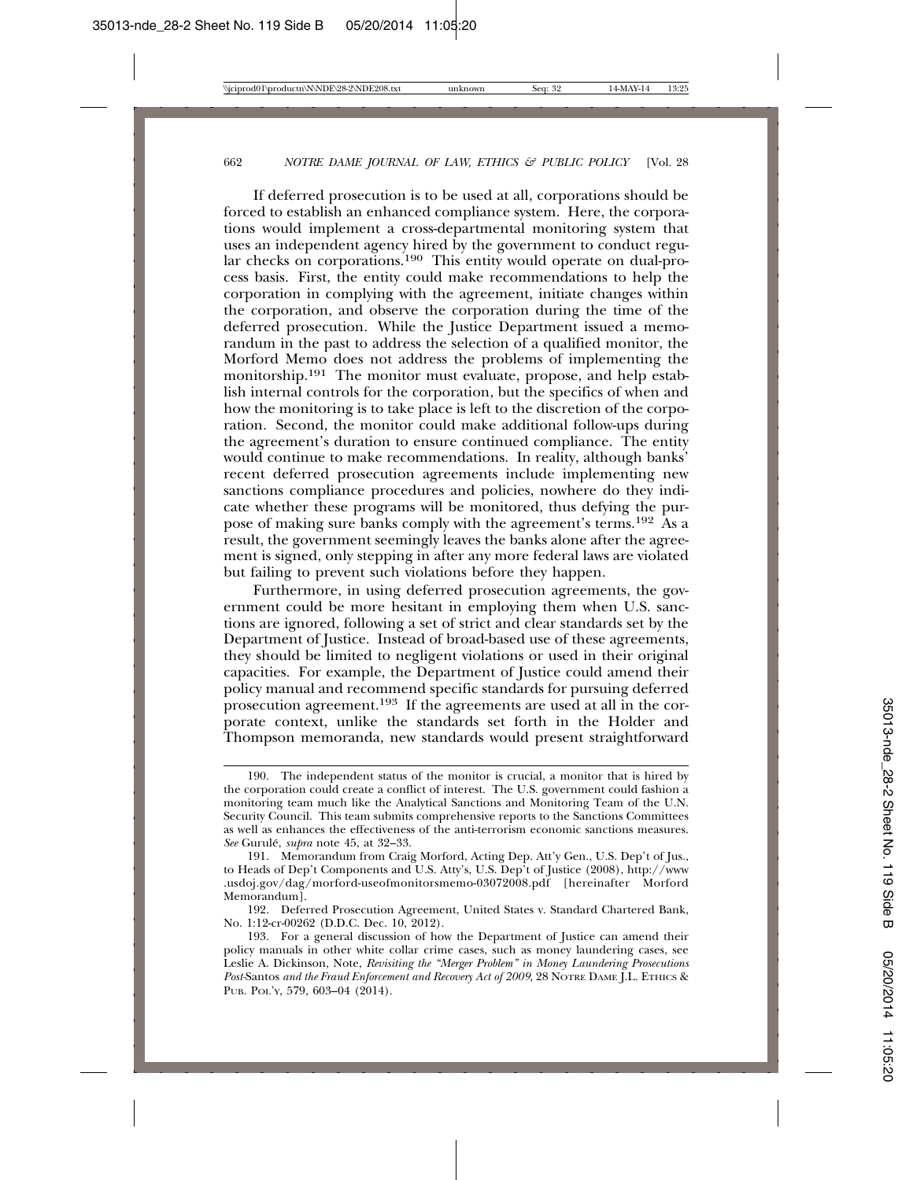If deferred prosecution is to be used at all, corporations should be forced to establish an enhanced compliance system. Here, the corporations would implement a cross-departmental monitoring system that uses an independent agency hired by the government to conduct regular checks on corporations.[190] This entity would operate on dual-process basis. First, the entity could make recommendations to help the corporation in complying with the agreement, initiate changes within the corporation, and observe the corporation during the time of the deferred prosecution. While the Justice Department issued a memorandum in the past to address the selection of a qualified monitor, the Morford Memo does not address the problems of implementing the monitorship.[191] The monitor must evaluate, propose, and help establish internal controls for the corporation, but the specifics of when and how the monitoring is to take place is left to the discretion of the corporation. Second, the monitor could make additional follow-ups during the agreement's duration to ensure continued compliance. The entity would continue to make recommendations. In reality, although banks' recent deferred prosecution agreements include implementing new sanctions compliance procedures and policies, nowhere do they indicate whether these programs will be monitored, thus defying the purpose of making sure banks comply with the agreement's terms.[192] As a result, the government seemingly leaves the banks alone after the agreement is signed, only stepping in after any more federal laws are violated but failing to prevent such violations before they happen.

Furthermore, in using deferred prosecution agreements, the government could be more hesitant in employing them when U.S. sanctions are ignored, following a set of strict and clear standards set by the Department of Justice. Instead of broad-based use of these agreements, they should be limited to negligent violations or used in their original capacities. For example, the Department of Justice could amend their policy manual and recommend specific standards for pursuing deferred prosecution agreement.[193] If the agreements are used at all in the corporate context, unlike the standards set forth in the Holder and Thompson memoranda, new standards would present straightforward

---

190. The independent status of the monitor is crucial, a monitor that is hired by the corporation could create a conflict of interest. The U.S. government could fashion a monitoring team much like the Analytical Sanctions and Monitoring Team of the U.N. Security Council. This team submits comprehensive reports to the Sanctions Committees as well as enhances the effectiveness of the anti-terrorism economic sanctions measures. *See* Gurulé, *supra* note 45, at 32–33.

191. Memorandum from Craig Morford, Acting Dep. Att'y Gen., U.S. Dep't of Jus., to Heads of Dep't Components and U.S. Att'y's, U.S. Dep't of Justice (2008), http://www.usdoj.gov/dag/morford-useofmonitorsmemo-03072008.pdf [hereinafter Morford Memorandum].

192. Deferred Prosecution Agreement, United States v. Standard Chartered Bank, No. 1:12-cr-00262 (D.D.C. Dec. 10, 2012).

193. For a general discussion of how the Department of Justice can amend their policy manuals in other white collar crime cases, such as money laundering cases, see Leslie A. Dickinson, Note, *Revisiting the "Merger Problem" in Money Laundering Prosecutions Post-*Santos *and the Fraud Enforcement and Recovery Act of 2009*, 28 NOTRE DAME J.L. ETHICS & PUB. POL'Y, 579, 603–04 (2014).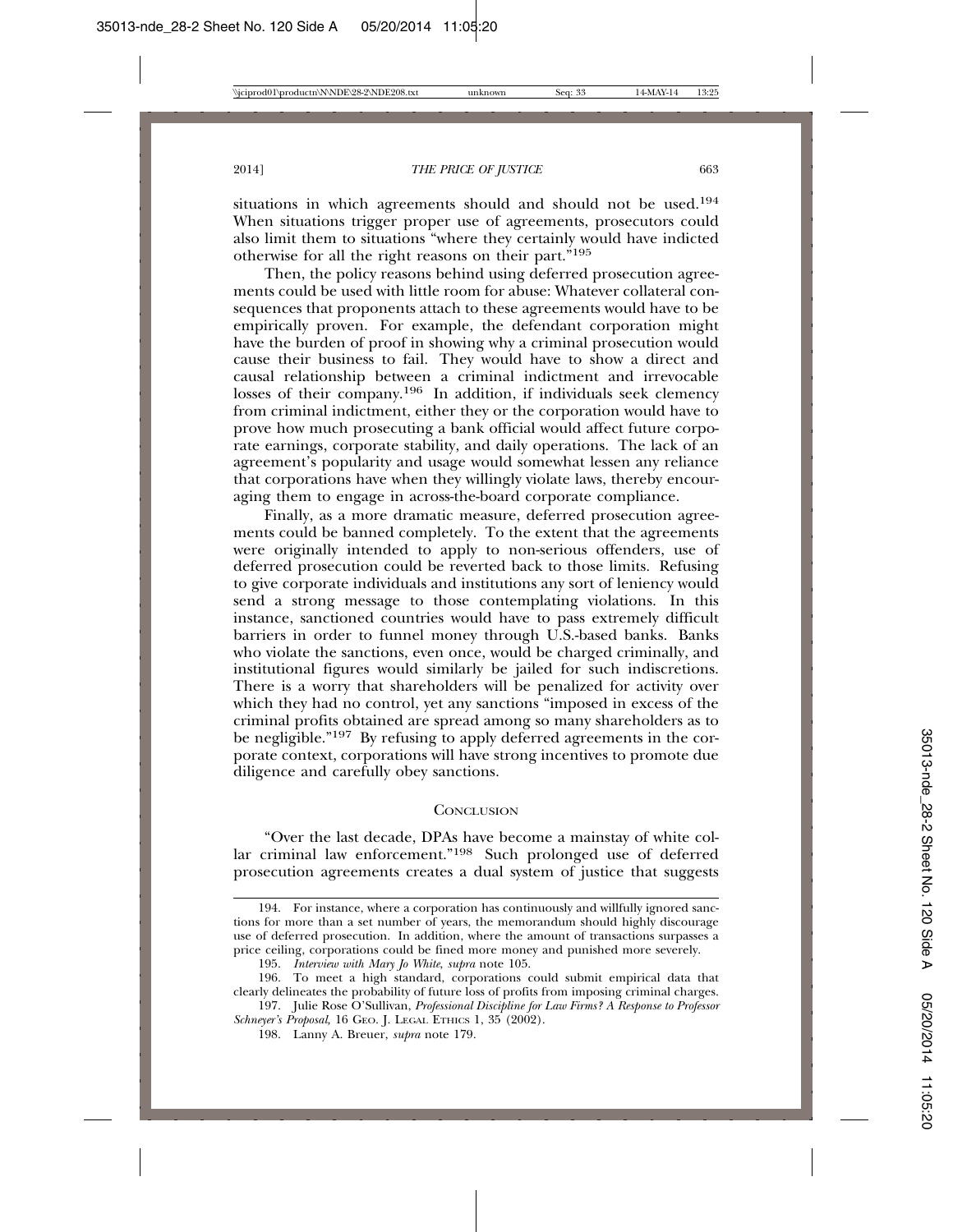situations in which agreements should and should not be used.[194] When situations trigger proper use of agreements, prosecutors could also limit them to situations "where they certainly would have indicted otherwise for all the right reasons on their part."[195]

Then, the policy reasons behind using deferred prosecution agreements could be used with little room for abuse: Whatever collateral consequences that proponents attach to these agreements would have to be empirically proven. For example, the defendant corporation might have the burden of proof in showing why a criminal prosecution would cause their business to fail. They would have to show a direct and causal relationship between a criminal indictment and irrevocable losses of their company.[196] In addition, if individuals seek clemency from criminal indictment, either they or the corporation would have to prove how much prosecuting a bank official would affect future corporate earnings, corporate stability, and daily operations. The lack of an agreement's popularity and usage would somewhat lessen any reliance that corporations have when they willingly violate laws, thereby encouraging them to engage in across-the-board corporate compliance.

Finally, as a more dramatic measure, deferred prosecution agreements could be banned completely. To the extent that the agreements were originally intended to apply to non-serious offenders, use of deferred prosecution could be reverted back to those limits. Refusing to give corporate individuals and institutions any sort of leniency would send a strong message to those contemplating violations. In this instance, sanctioned countries would have to pass extremely difficult barriers in order to funnel money through U.S.-based banks. Banks who violate the sanctions, even once, would be charged criminally, and institutional figures would similarly be jailed for such indiscretions. There is a worry that shareholders will be penalized for activity over which they had no control, yet any sanctions "imposed in excess of the criminal profits obtained are spread among so many shareholders as to be negligible."[197] By refusing to apply deferred agreements in the corporate context, corporations will have strong incentives to promote due diligence and carefully obey sanctions.

## Conclusion

"Over the last decade, DPAs have become a mainstay of white collar criminal law enforcement."[198] Such prolonged use of deferred prosecution agreements creates a dual system of justice that suggests

---

194. For instance, where a corporation has continuously and willfully ignored sanctions for more than a set number of years, the memorandum should highly discourage use of deferred prosecution. In addition, where the amount of transactions surpasses a price ceiling, corporations could be fined more money and punished more severely.

195. *Interview with Mary Jo White*, *supra* note 105.

196. To meet a high standard, corporations could submit empirical data that clearly delineates the probability of future loss of profits from imposing criminal charges.

197. Julie Rose O'Sullivan, *Professional Discipline for Law Firms? A Response to Professor Schneyer's Proposal,* 16 Geo. J. Legal Ethics 1, 35 (2002).

198. Lanny A. Breuer, *supra* note 179.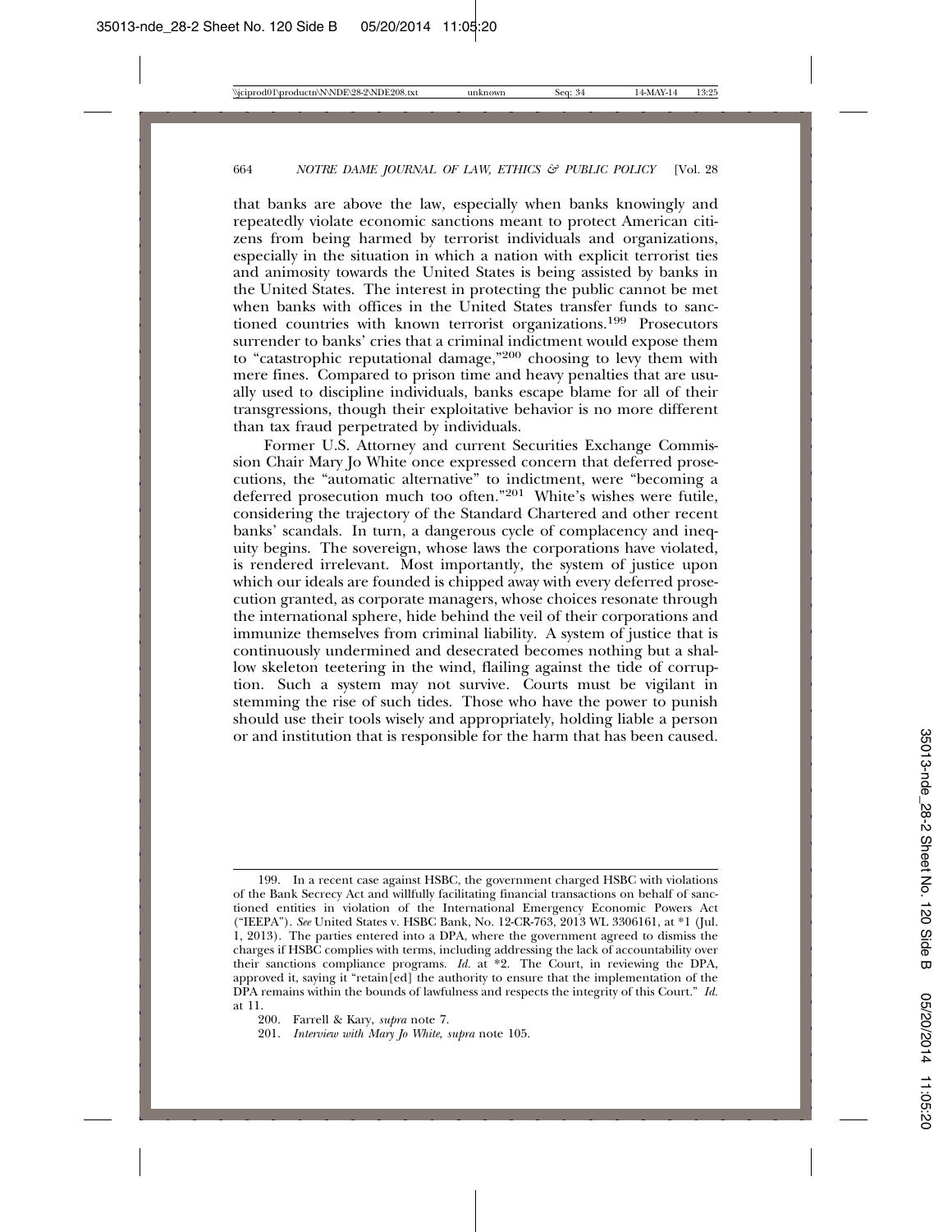that banks are above the law, especially when banks knowingly and repeatedly violate economic sanctions meant to protect American citizens from being harmed by terrorist individuals and organizations, especially in the situation in which a nation with explicit terrorist ties and animosity towards the United States is being assisted by banks in the United States. The interest in protecting the public cannot be met when banks with offices in the United States transfer funds to sanctioned countries with known terrorist organizations.[199] Prosecutors surrender to banks' cries that a criminal indictment would expose them to "catastrophic reputational damage,"[200] choosing to levy them with mere fines. Compared to prison time and heavy penalties that are usually used to discipline individuals, banks escape blame for all of their transgressions, though their exploitative behavior is no more different than tax fraud perpetrated by individuals.

Former U.S. Attorney and current Securities Exchange Commission Chair Mary Jo White once expressed concern that deferred prosecutions, the "automatic alternative" to indictment, were "becoming a deferred prosecution much too often."[201] White's wishes were futile, considering the trajectory of the Standard Chartered and other recent banks' scandals. In turn, a dangerous cycle of complacency and inequity begins. The sovereign, whose laws the corporations have violated, is rendered irrelevant. Most importantly, the system of justice upon which our ideals are founded is chipped away with every deferred prosecution granted, as corporate managers, whose choices resonate through the international sphere, hide behind the veil of their corporations and immunize themselves from criminal liability. A system of justice that is continuously undermined and desecrated becomes nothing but a shallow skeleton teetering in the wind, flailing against the tide of corruption. Such a system may not survive. Courts must be vigilant in stemming the rise of such tides. Those who have the power to punish should use their tools wisely and appropriately, holding liable a person or and institution that is responsible for the harm that has been caused.

---

199. In a recent case against HSBC, the government charged HSBC with violations of the Bank Secrecy Act and willfully facilitating financial transactions on behalf of sanctioned entities in violation of the International Emergency Economic Powers Act ("IEEPA"). *See* United States v. HSBC Bank, No. 12-CR-763, 2013 WL 3306161, at *1 (Jul. 1, 2013). The parties entered into a DPA, where the government agreed to dismiss the charges if HSBC complies with terms, including addressing the lack of accountability over their sanctions compliance programs. *Id.* at *2. The Court, in reviewing the DPA, approved it, saying it "retain[ed] the authority to ensure that the implementation of the DPA remains within the bounds of lawfulness and respects the integrity of this Court." *Id.* at 11.

200. Farrell & Kary, *supra* note 7.

201. *Interview with Mary Jo White*, *supra* note 105.